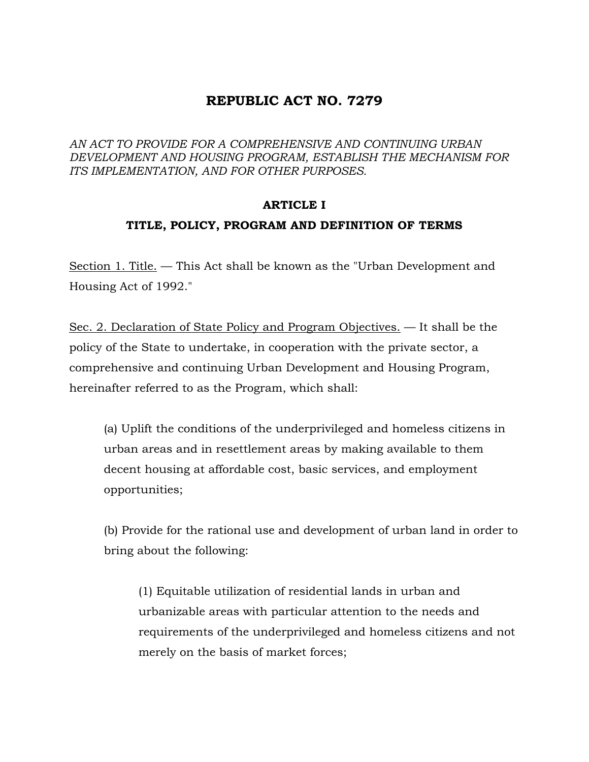# REPUBLIC ACT NO. 7279

*AN ACT TO PROVIDE FOR A COMPREHENSIVE AND CONTINUING URBAN DEVELOPMENT AND HOUSING PROGRAM, ESTABLISH THE MECHANISM FOR ITS IMPLEMENTATION, AND FOR OTHER PURPOSES.*

## ARTICLE I

## TITLE, POLICY, PROGRAM AND DEFINITION OF TERMS

<u>Section 1. Title.</u> — This Act shall be known as the "Urban Development and Housing Act of 1992."

<u>Sec. 2. Declaration of State Policy and Program Objectives.</u> — It shall be the policy of the State to undertake, in cooperation with the private sector, a comprehensive and continuing Urban Development and Housing Program, hereinafter referred to as the Program, which shall:

> (a) Uplift the conditions of the underprivileged and homeless citizens in urban areas and in resettlement areas by making available to them decent housing at affordable cost, basic services, and employment opportunities;
>
> (b) Provide for the rational use and development of urban land in order to bring about the following:
>
> > (1) Equitable utilization of residential lands in urban and urbanizable areas with particular attention to the needs and requirements of the underprivileged and homeless citizens and not merely on the basis of market forces;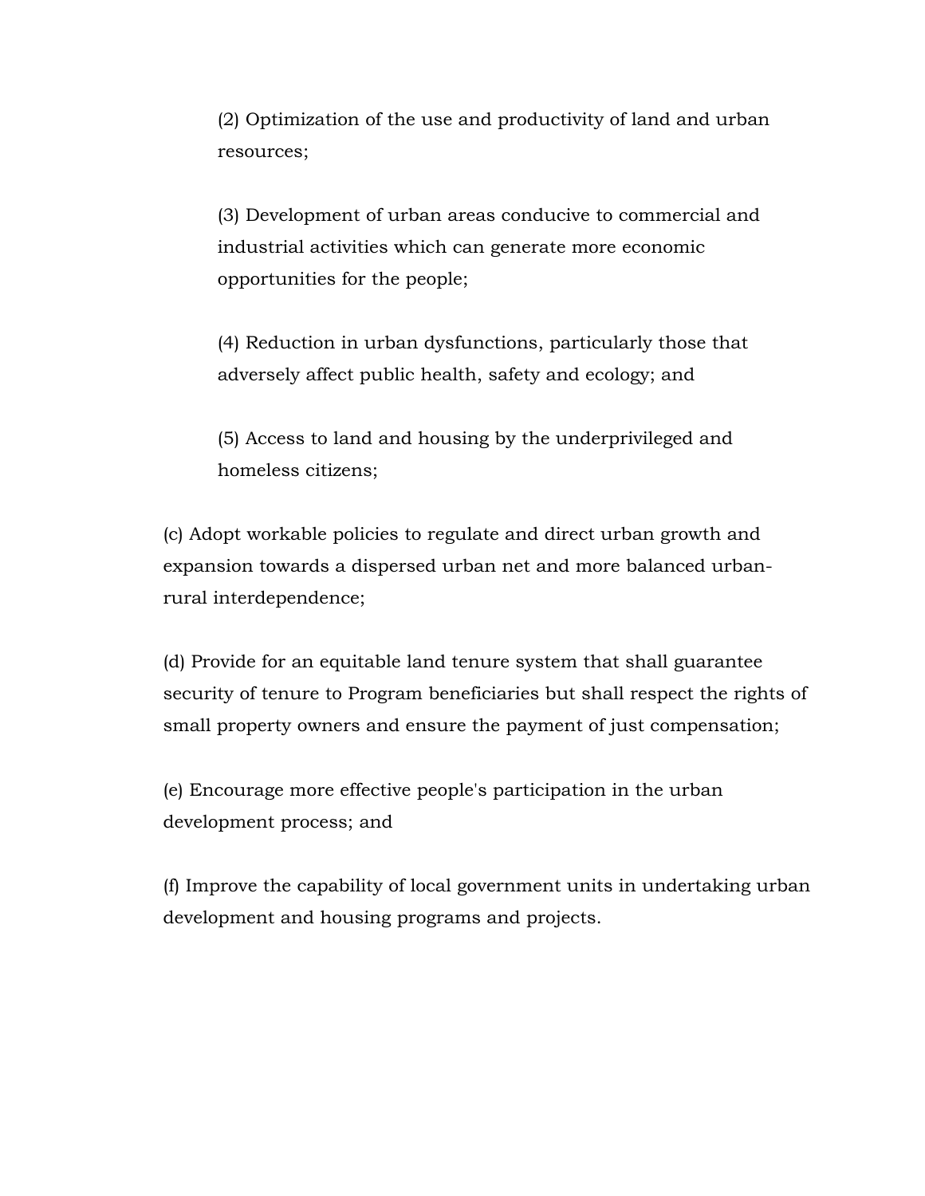(2) Optimization of the use and productivity of land and urban resources;

(3) Development of urban areas conducive to commercial and industrial activities which can generate more economic opportunities for the people;

(4) Reduction in urban dysfunctions, particularly those that adversely affect public health, safety and ecology; and

(5) Access to land and housing by the underprivileged and homeless citizens;

(c) Adopt workable policies to regulate and direct urban growth and expansion towards a dispersed urban net and more balanced urban-rural interdependence;

(d) Provide for an equitable land tenure system that shall guarantee security of tenure to Program beneficiaries but shall respect the rights of small property owners and ensure the payment of just compensation;

(e) Encourage more effective people's participation in the urban development process; and

(f) Improve the capability of local government units in undertaking urban development and housing programs and projects.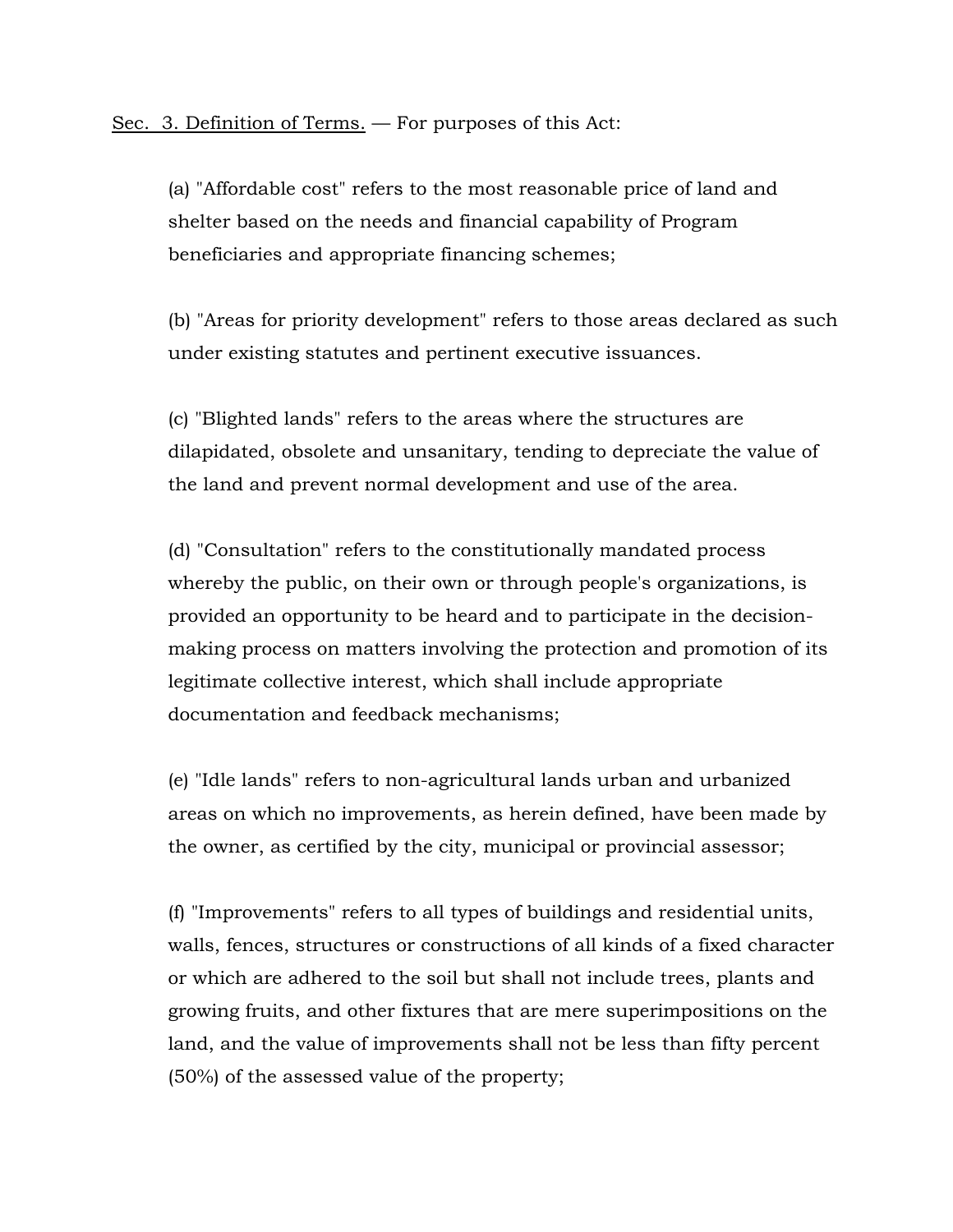<u>Sec. 3. Definition of Terms.</u> — For purposes of this Act:

(a) "Affordable cost" refers to the most reasonable price of land and shelter based on the needs and financial capability of Program beneficiaries and appropriate financing schemes;

(b) "Areas for priority development" refers to those areas declared as such under existing statutes and pertinent executive issuances.

(c) "Blighted lands" refers to the areas where the structures are dilapidated, obsolete and unsanitary, tending to depreciate the value of the land and prevent normal development and use of the area.

(d) "Consultation" refers to the constitutionally mandated process whereby the public, on their own or through people's organizations, is provided an opportunity to be heard and to participate in the decision-making process on matters involving the protection and promotion of its legitimate collective interest, which shall include appropriate documentation and feedback mechanisms;

(e) "Idle lands" refers to non-agricultural lands urban and urbanized areas on which no improvements, as herein defined, have been made by the owner, as certified by the city, municipal or provincial assessor;

(f) "Improvements" refers to all types of buildings and residential units, walls, fences, structures or constructions of all kinds of a fixed character or which are adhered to the soil but shall not include trees, plants and growing fruits, and other fixtures that are mere superimpositions on the land, and the value of improvements shall not be less than fifty percent (50%) of the assessed value of the property;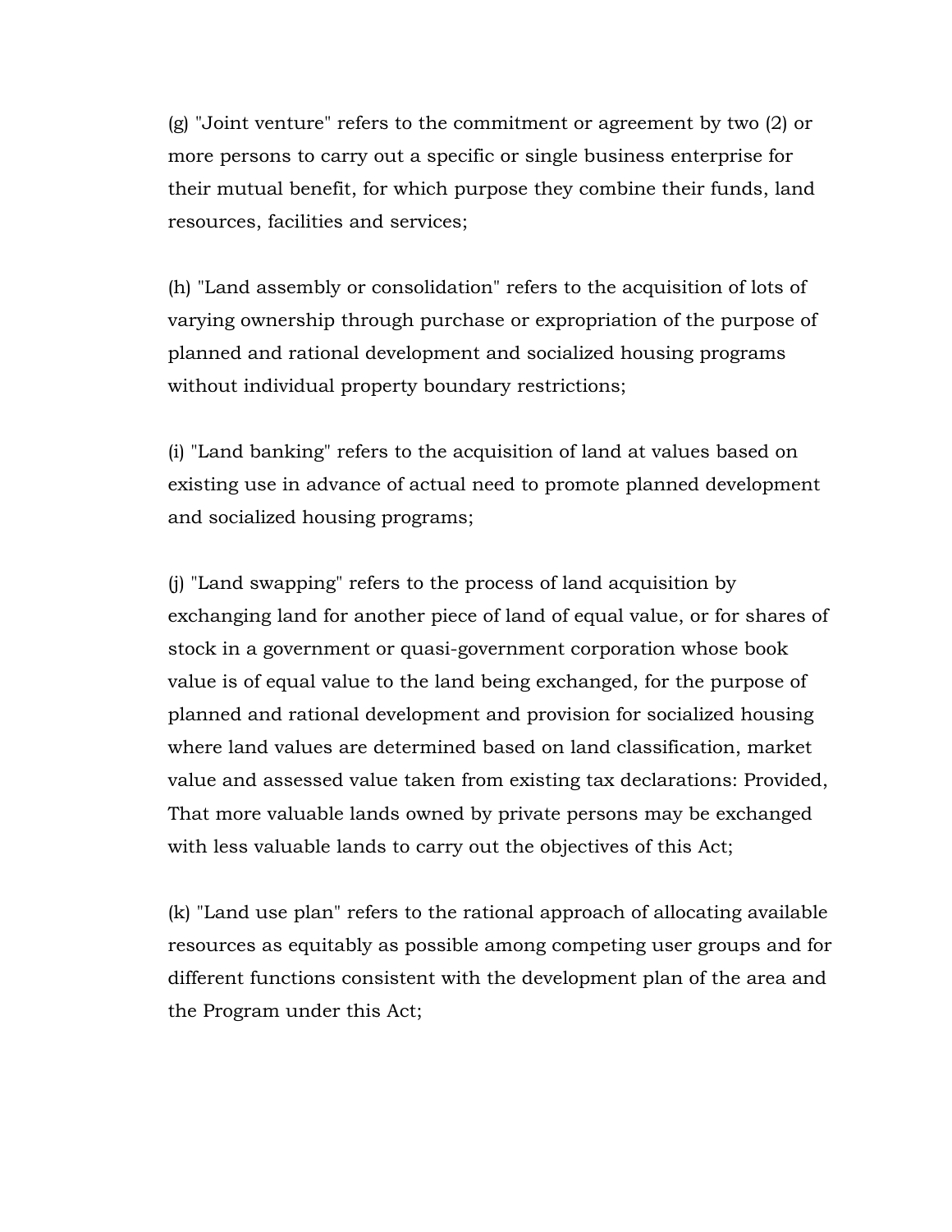(g) "Joint venture" refers to the commitment or agreement by two (2) or more persons to carry out a specific or single business enterprise for their mutual benefit, for which purpose they combine their funds, land resources, facilities and services;

(h) "Land assembly or consolidation" refers to the acquisition of lots of varying ownership through purchase or expropriation of the purpose of planned and rational development and socialized housing programs without individual property boundary restrictions;

(i) "Land banking" refers to the acquisition of land at values based on existing use in advance of actual need to promote planned development and socialized housing programs;

(j) "Land swapping" refers to the process of land acquisition by exchanging land for another piece of land of equal value, or for shares of stock in a government or quasi-government corporation whose book value is of equal value to the land being exchanged, for the purpose of planned and rational development and provision for socialized housing where land values are determined based on land classification, market value and assessed value taken from existing tax declarations: Provided, That more valuable lands owned by private persons may be exchanged with less valuable lands to carry out the objectives of this Act;

(k) "Land use plan" refers to the rational approach of allocating available resources as equitably as possible among competing user groups and for different functions consistent with the development plan of the area and the Program under this Act;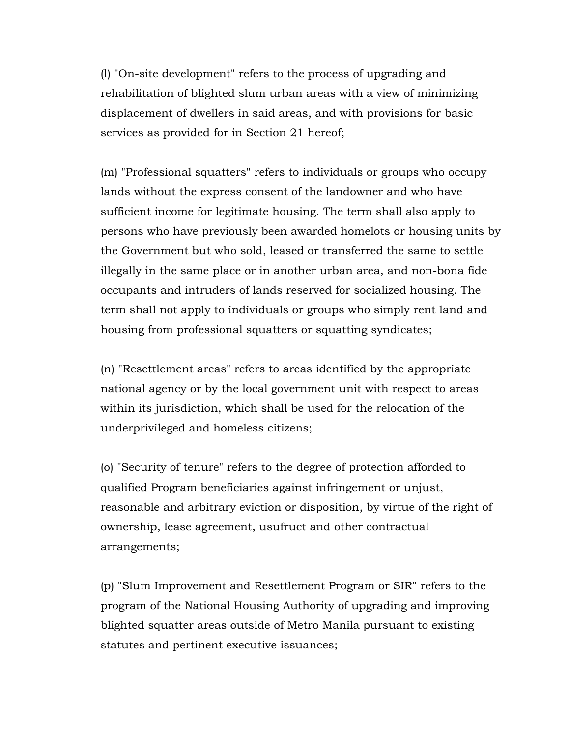(l) "On-site development" refers to the process of upgrading and rehabilitation of blighted slum urban areas with a view of minimizing displacement of dwellers in said areas, and with provisions for basic services as provided for in Section 21 hereof;

(m) "Professional squatters" refers to individuals or groups who occupy lands without the express consent of the landowner and who have sufficient income for legitimate housing. The term shall also apply to persons who have previously been awarded homelots or housing units by the Government but who sold, leased or transferred the same to settle illegally in the same place or in another urban area, and non-bona fide occupants and intruders of lands reserved for socialized housing. The term shall not apply to individuals or groups who simply rent land and housing from professional squatters or squatting syndicates;

(n) "Resettlement areas" refers to areas identified by the appropriate national agency or by the local government unit with respect to areas within its jurisdiction, which shall be used for the relocation of the underprivileged and homeless citizens;

(o) "Security of tenure" refers to the degree of protection afforded to qualified Program beneficiaries against infringement or unjust, reasonable and arbitrary eviction or disposition, by virtue of the right of ownership, lease agreement, usufruct and other contractual arrangements;

(p) "Slum Improvement and Resettlement Program or SIR" refers to the program of the National Housing Authority of upgrading and improving blighted squatter areas outside of Metro Manila pursuant to existing statutes and pertinent executive issuances;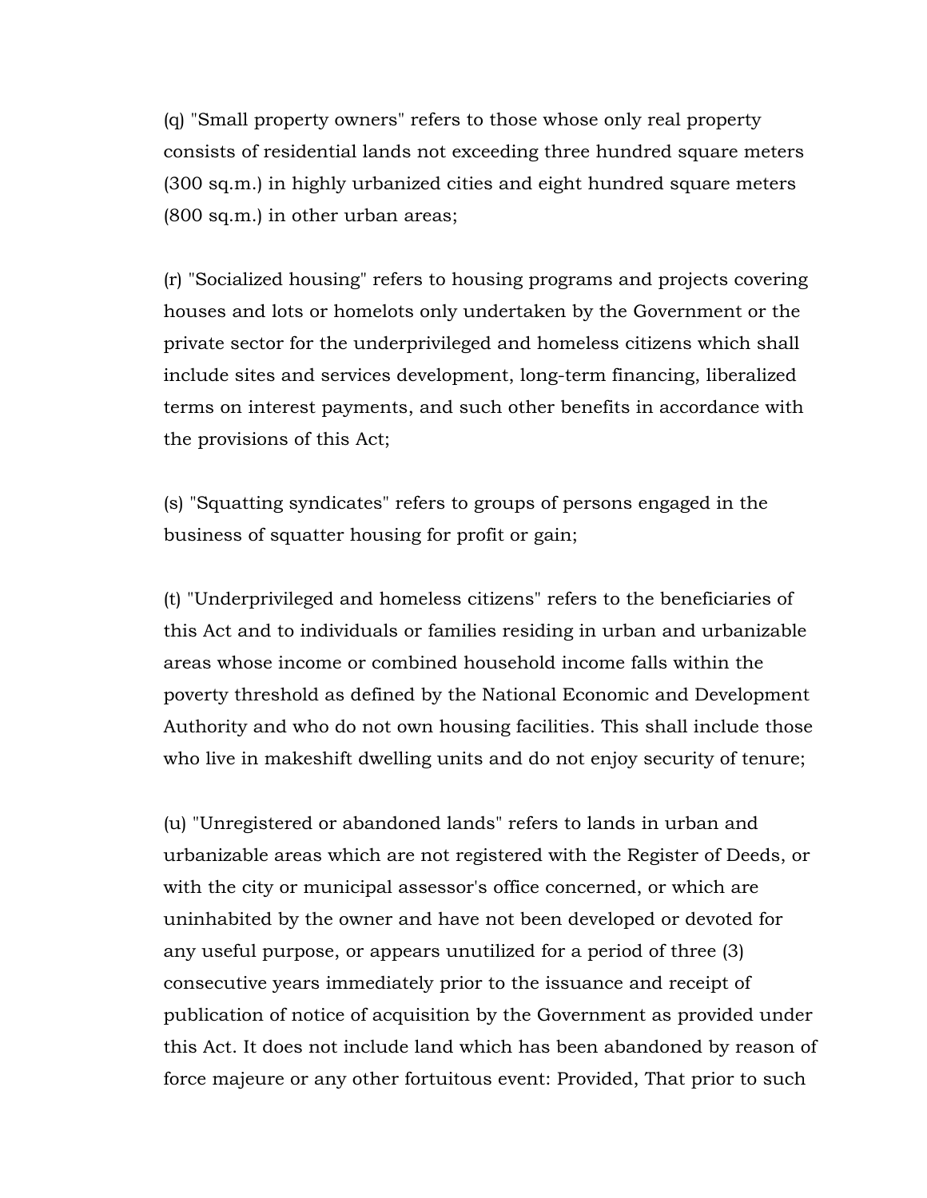(q) "Small property owners" refers to those whose only real property consists of residential lands not exceeding three hundred square meters (300 sq.m.) in highly urbanized cities and eight hundred square meters (800 sq.m.) in other urban areas;

(r) "Socialized housing" refers to housing programs and projects covering houses and lots or homelots only undertaken by the Government or the private sector for the underprivileged and homeless citizens which shall include sites and services development, long-term financing, liberalized terms on interest payments, and such other benefits in accordance with the provisions of this Act;

(s) "Squatting syndicates" refers to groups of persons engaged in the business of squatter housing for profit or gain;

(t) "Underprivileged and homeless citizens" refers to the beneficiaries of this Act and to individuals or families residing in urban and urbanizable areas whose income or combined household income falls within the poverty threshold as defined by the National Economic and Development Authority and who do not own housing facilities. This shall include those who live in makeshift dwelling units and do not enjoy security of tenure;

(u) "Unregistered or abandoned lands" refers to lands in urban and urbanizable areas which are not registered with the Register of Deeds, or with the city or municipal assessor's office concerned, or which are uninhabited by the owner and have not been developed or devoted for any useful purpose, or appears unutilized for a period of three (3) consecutive years immediately prior to the issuance and receipt of publication of notice of acquisition by the Government as provided under this Act. It does not include land which has been abandoned by reason of force majeure or any other fortuitous event: Provided, That prior to such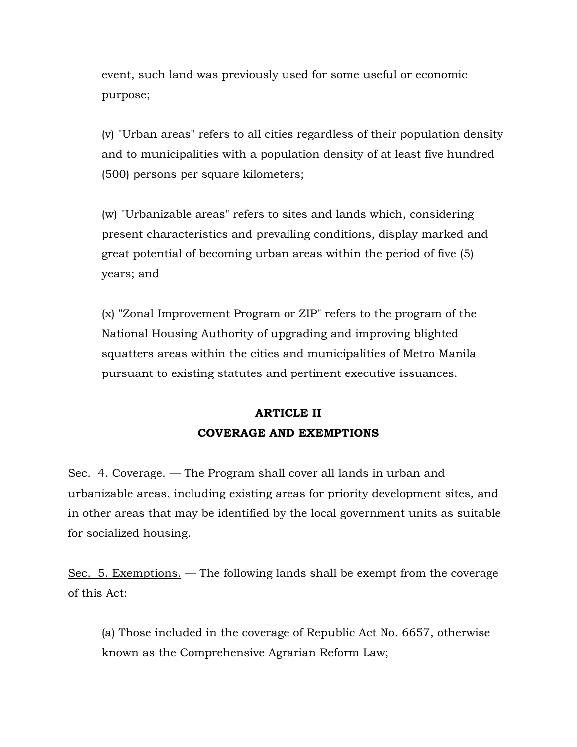event, such land was previously used for some useful or economic purpose;

(v) "Urban areas" refers to all cities regardless of their population density and to municipalities with a population density of at least five hundred (500) persons per square kilometers;

(w) "Urbanizable areas" refers to sites and lands which, considering present characteristics and prevailing conditions, display marked and great potential of becoming urban areas within the period of five (5) years; and

(x) "Zonal Improvement Program or ZIP" refers to the program of the National Housing Authority of upgrading and improving blighted squatters areas within the cities and municipalities of Metro Manila pursuant to existing statutes and pertinent executive issuances.

## ARTICLE II
## COVERAGE AND EXEMPTIONS

Sec. 4. Coverage. — The Program shall cover all lands in urban and urbanizable areas, including existing areas for priority development sites, and in other areas that may be identified by the local government units as suitable for socialized housing.

Sec. 5. Exemptions. — The following lands shall be exempt from the coverage of this Act:

(a) Those included in the coverage of Republic Act No. 6657, otherwise known as the Comprehensive Agrarian Reform Law;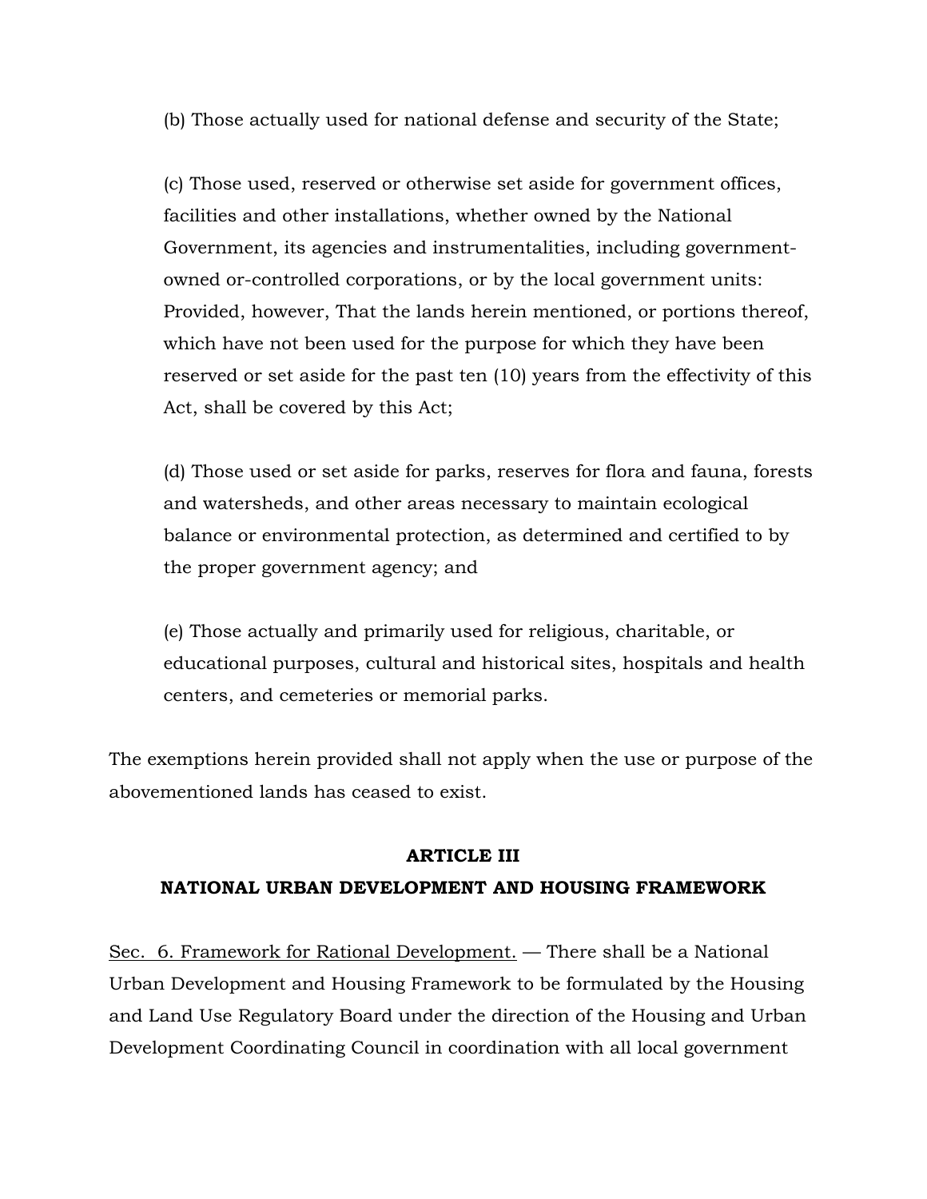(b) Those actually used for national defense and security of the State;

(c) Those used, reserved or otherwise set aside for government offices, facilities and other installations, whether owned by the National Government, its agencies and instrumentalities, including government-owned or-controlled corporations, or by the local government units: Provided, however, That the lands herein mentioned, or portions thereof, which have not been used for the purpose for which they have been reserved or set aside for the past ten (10) years from the effectivity of this Act, shall be covered by this Act;

(d) Those used or set aside for parks, reserves for flora and fauna, forests and watersheds, and other areas necessary to maintain ecological balance or environmental protection, as determined and certified to by the proper government agency; and

(e) Those actually and primarily used for religious, charitable, or educational purposes, cultural and historical sites, hospitals and health centers, and cemeteries or memorial parks.

The exemptions herein provided shall not apply when the use or purpose of the abovementioned lands has ceased to exist.

## ARTICLE III
## NATIONAL URBAN DEVELOPMENT AND HOUSING FRAMEWORK

<u>Sec. 6. Framework for Rational Development.</u> — There shall be a National Urban Development and Housing Framework to be formulated by the Housing and Land Use Regulatory Board under the direction of the Housing and Urban Development Coordinating Council in coordination with all local government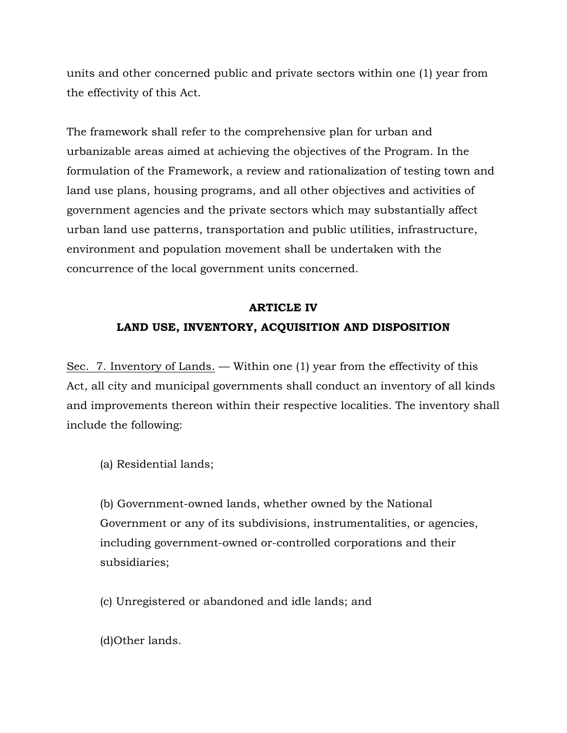units and other concerned public and private sectors within one (1) year from the effectivity of this Act.

The framework shall refer to the comprehensive plan for urban and urbanizable areas aimed at achieving the objectives of the Program. In the formulation of the Framework, a review and rationalization of testing town and land use plans, housing programs, and all other objectives and activities of government agencies and the private sectors which may substantially affect urban land use patterns, transportation and public utilities, infrastructure, environment and population movement shall be undertaken with the concurrence of the local government units concerned.

## ARTICLE IV
## LAND USE, INVENTORY, ACQUISITION AND DISPOSITION

Sec. 7. Inventory of Lands. — Within one (1) year from the effectivity of this Act, all city and municipal governments shall conduct an inventory of all kinds and improvements thereon within their respective localities. The inventory shall include the following:

(a) Residential lands;

(b) Government-owned lands, whether owned by the National Government or any of its subdivisions, instrumentalities, or agencies, including government-owned or-controlled corporations and their subsidiaries;

(c) Unregistered or abandoned and idle lands; and

(d)Other lands.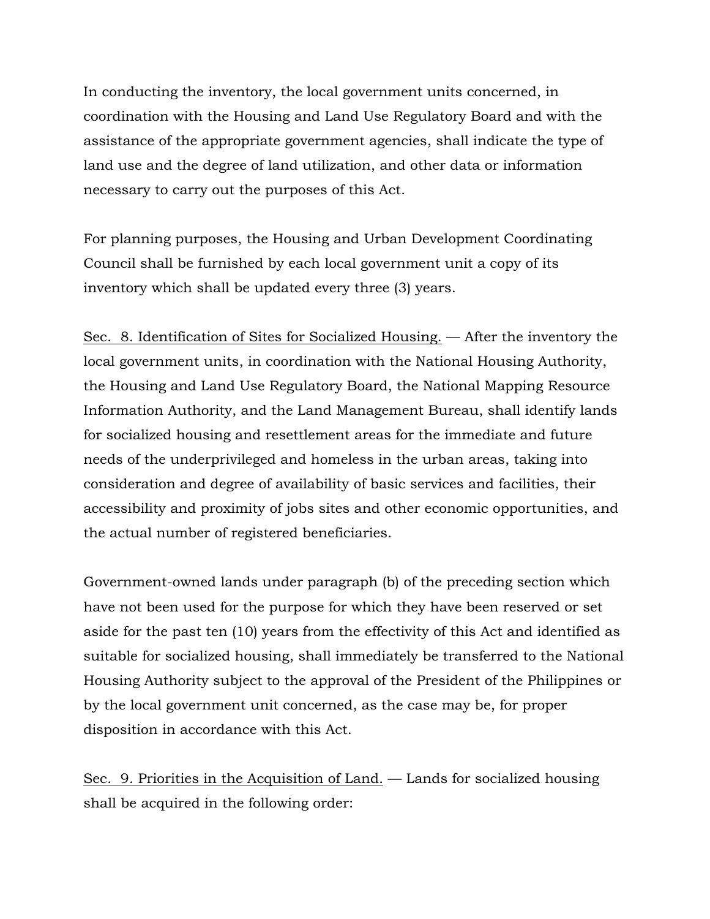In conducting the inventory, the local government units concerned, in coordination with the Housing and Land Use Regulatory Board and with the assistance of the appropriate government agencies, shall indicate the type of land use and the degree of land utilization, and other data or information necessary to carry out the purposes of this Act.

For planning purposes, the Housing and Urban Development Coordinating Council shall be furnished by each local government unit a copy of its inventory which shall be updated every three (3) years.

<u>Sec. 8. Identification of Sites for Socialized Housing.</u> — After the inventory the local government units, in coordination with the National Housing Authority, the Housing and Land Use Regulatory Board, the National Mapping Resource Information Authority, and the Land Management Bureau, shall identify lands for socialized housing and resettlement areas for the immediate and future needs of the underprivileged and homeless in the urban areas, taking into consideration and degree of availability of basic services and facilities, their accessibility and proximity of jobs sites and other economic opportunities, and the actual number of registered beneficiaries.

Government-owned lands under paragraph (b) of the preceding section which have not been used for the purpose for which they have been reserved or set aside for the past ten (10) years from the effectivity of this Act and identified as suitable for socialized housing, shall immediately be transferred to the National Housing Authority subject to the approval of the President of the Philippines or by the local government unit concerned, as the case may be, for proper disposition in accordance with this Act.

<u>Sec. 9. Priorities in the Acquisition of Land.</u> — Lands for socialized housing shall be acquired in the following order: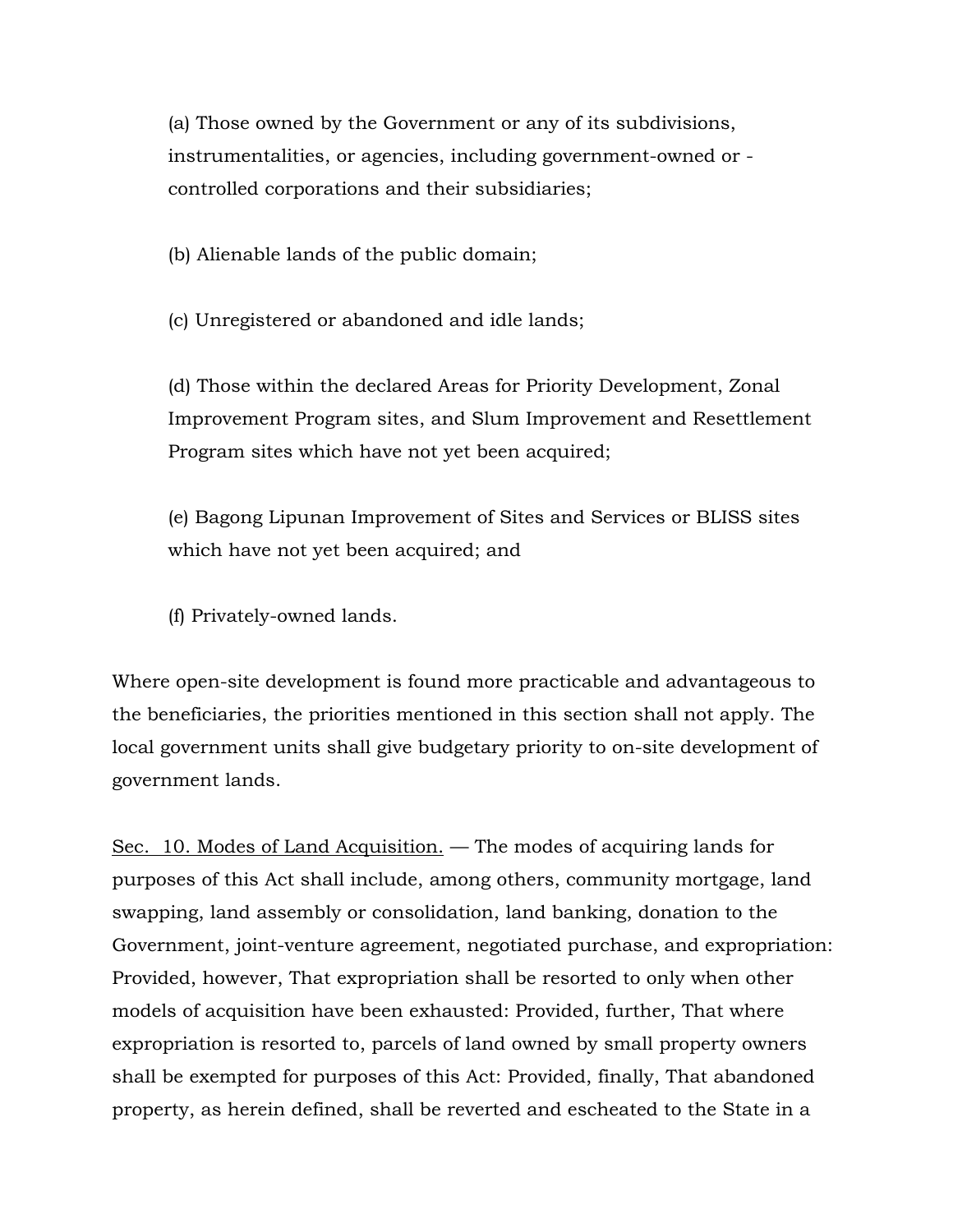(a) Those owned by the Government or any of its subdivisions, instrumentalities, or agencies, including government-owned or -controlled corporations and their subsidiaries;

(b) Alienable lands of the public domain;

(c) Unregistered or abandoned and idle lands;

(d) Those within the declared Areas for Priority Development, Zonal Improvement Program sites, and Slum Improvement and Resettlement Program sites which have not yet been acquired;

(e) Bagong Lipunan Improvement of Sites and Services or BLISS sites which have not yet been acquired; and

(f) Privately-owned lands.

Where open-site development is found more practicable and advantageous to the beneficiaries, the priorities mentioned in this section shall not apply. The local government units shall give budgetary priority to on-site development of government lands.

<u>Sec. 10. Modes of Land Acquisition.</u> — The modes of acquiring lands for purposes of this Act shall include, among others, community mortgage, land swapping, land assembly or consolidation, land banking, donation to the Government, joint-venture agreement, negotiated purchase, and expropriation: Provided, however, That expropriation shall be resorted to only when other models of acquisition have been exhausted: Provided, further, That where expropriation is resorted to, parcels of land owned by small property owners shall be exempted for purposes of this Act: Provided, finally, That abandoned property, as herein defined, shall be reverted and escheated to the State in a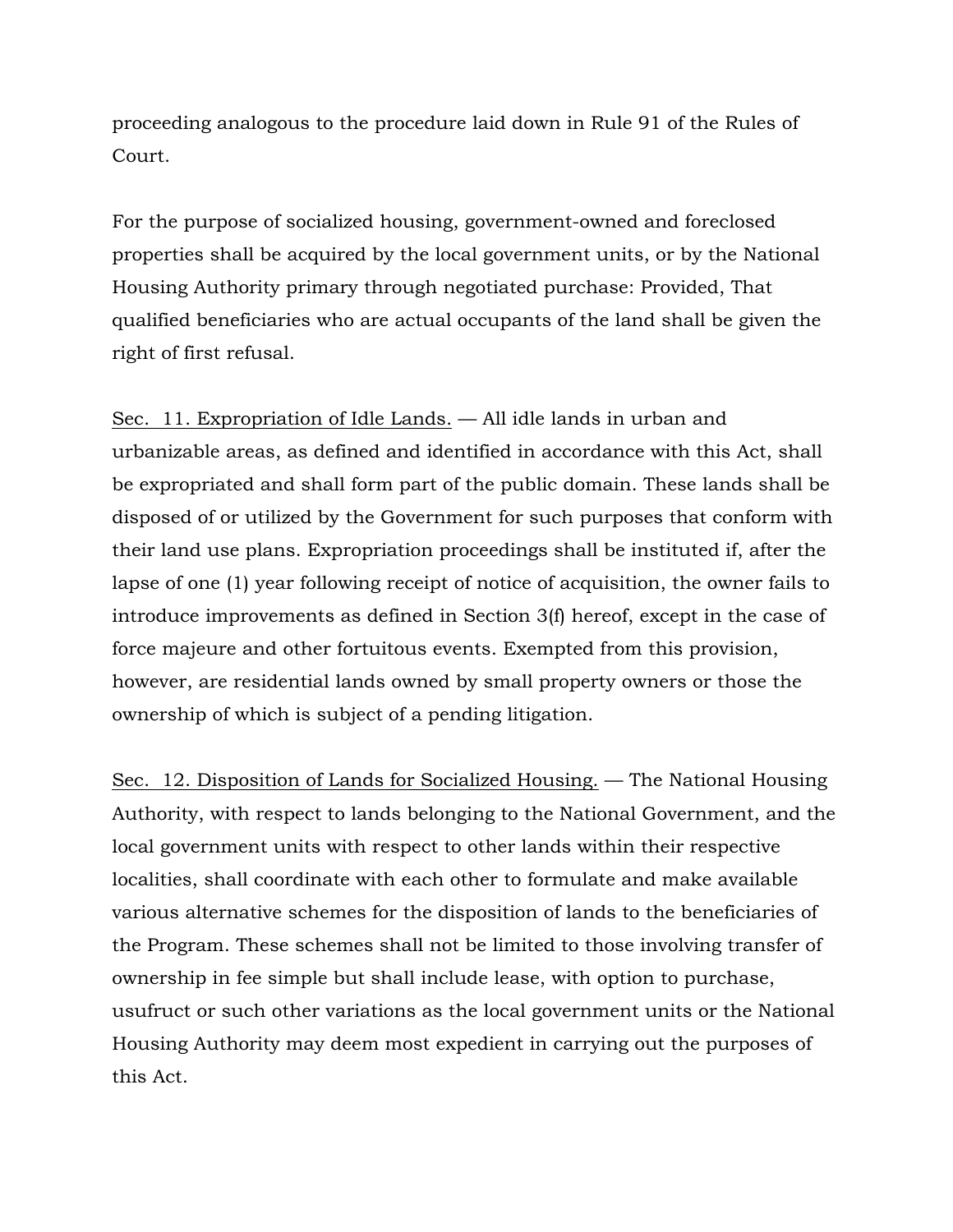proceeding analogous to the procedure laid down in Rule 91 of the Rules of Court.

For the purpose of socialized housing, government-owned and foreclosed properties shall be acquired by the local government units, or by the National Housing Authority primary through negotiated purchase: Provided, That qualified beneficiaries who are actual occupants of the land shall be given the right of first refusal.

Sec. 11. Expropriation of Idle Lands. — All idle lands in urban and urbanizable areas, as defined and identified in accordance with this Act, shall be expropriated and shall form part of the public domain. These lands shall be disposed of or utilized by the Government for such purposes that conform with their land use plans. Expropriation proceedings shall be instituted if, after the lapse of one (1) year following receipt of notice of acquisition, the owner fails to introduce improvements as defined in Section 3(f) hereof, except in the case of force majeure and other fortuitous events. Exempted from this provision, however, are residential lands owned by small property owners or those the ownership of which is subject of a pending litigation.

Sec. 12. Disposition of Lands for Socialized Housing. — The National Housing Authority, with respect to lands belonging to the National Government, and the local government units with respect to other lands within their respective localities, shall coordinate with each other to formulate and make available various alternative schemes for the disposition of lands to the beneficiaries of the Program. These schemes shall not be limited to those involving transfer of ownership in fee simple but shall include lease, with option to purchase, usufruct or such other variations as the local government units or the National Housing Authority may deem most expedient in carrying out the purposes of this Act.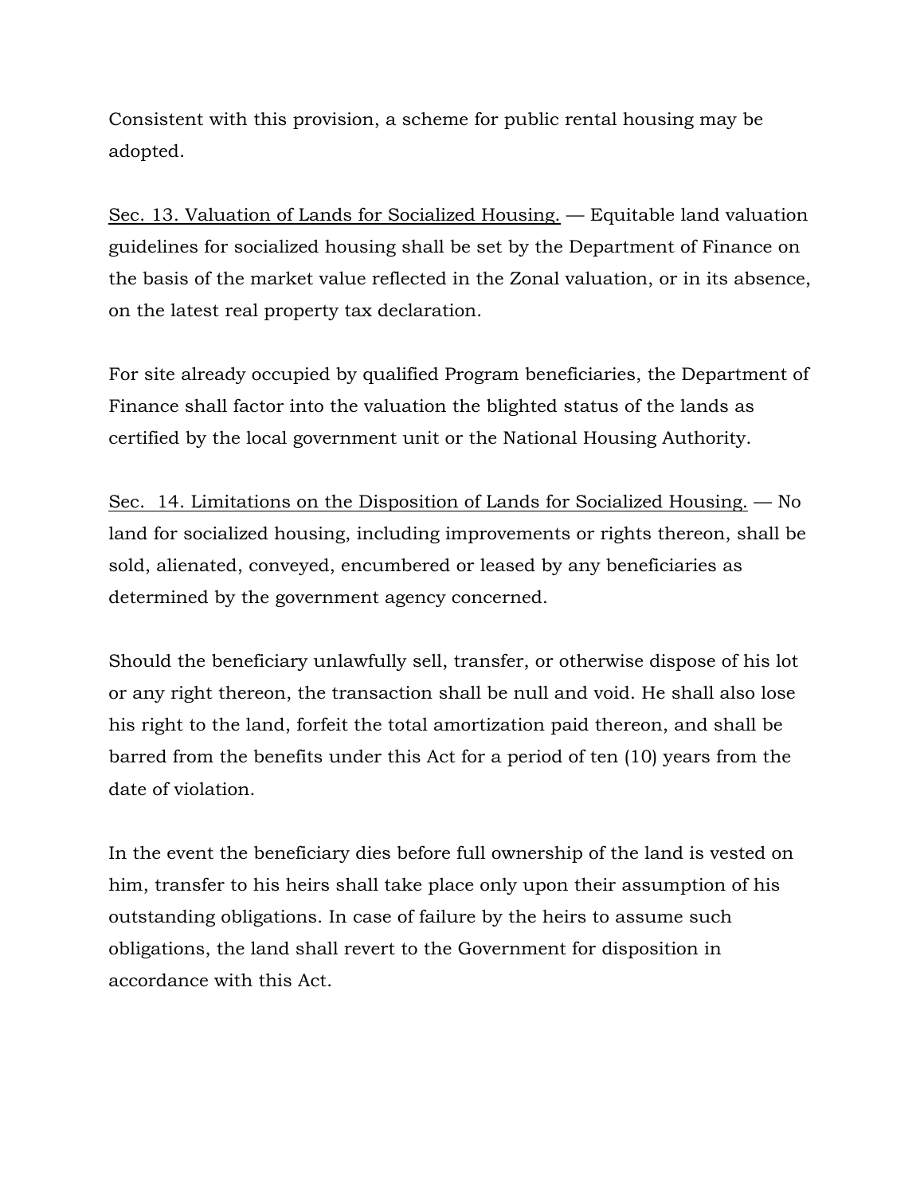Consistent with this provision, a scheme for public rental housing may be adopted.

<u>Sec. 13. Valuation of Lands for Socialized Housing.</u> — Equitable land valuation guidelines for socialized housing shall be set by the Department of Finance on the basis of the market value reflected in the Zonal valuation, or in its absence, on the latest real property tax declaration.

For site already occupied by qualified Program beneficiaries, the Department of Finance shall factor into the valuation the blighted status of the lands as certified by the local government unit or the National Housing Authority.

<u>Sec. 14. Limitations on the Disposition of Lands for Socialized Housing.</u> — No land for socialized housing, including improvements or rights thereon, shall be sold, alienated, conveyed, encumbered or leased by any beneficiaries as determined by the government agency concerned.

Should the beneficiary unlawfully sell, transfer, or otherwise dispose of his lot or any right thereon, the transaction shall be null and void. He shall also lose his right to the land, forfeit the total amortization paid thereon, and shall be barred from the benefits under this Act for a period of ten (10) years from the date of violation.

In the event the beneficiary dies before full ownership of the land is vested on him, transfer to his heirs shall take place only upon their assumption of his outstanding obligations. In case of failure by the heirs to assume such obligations, the land shall revert to the Government for disposition in accordance with this Act.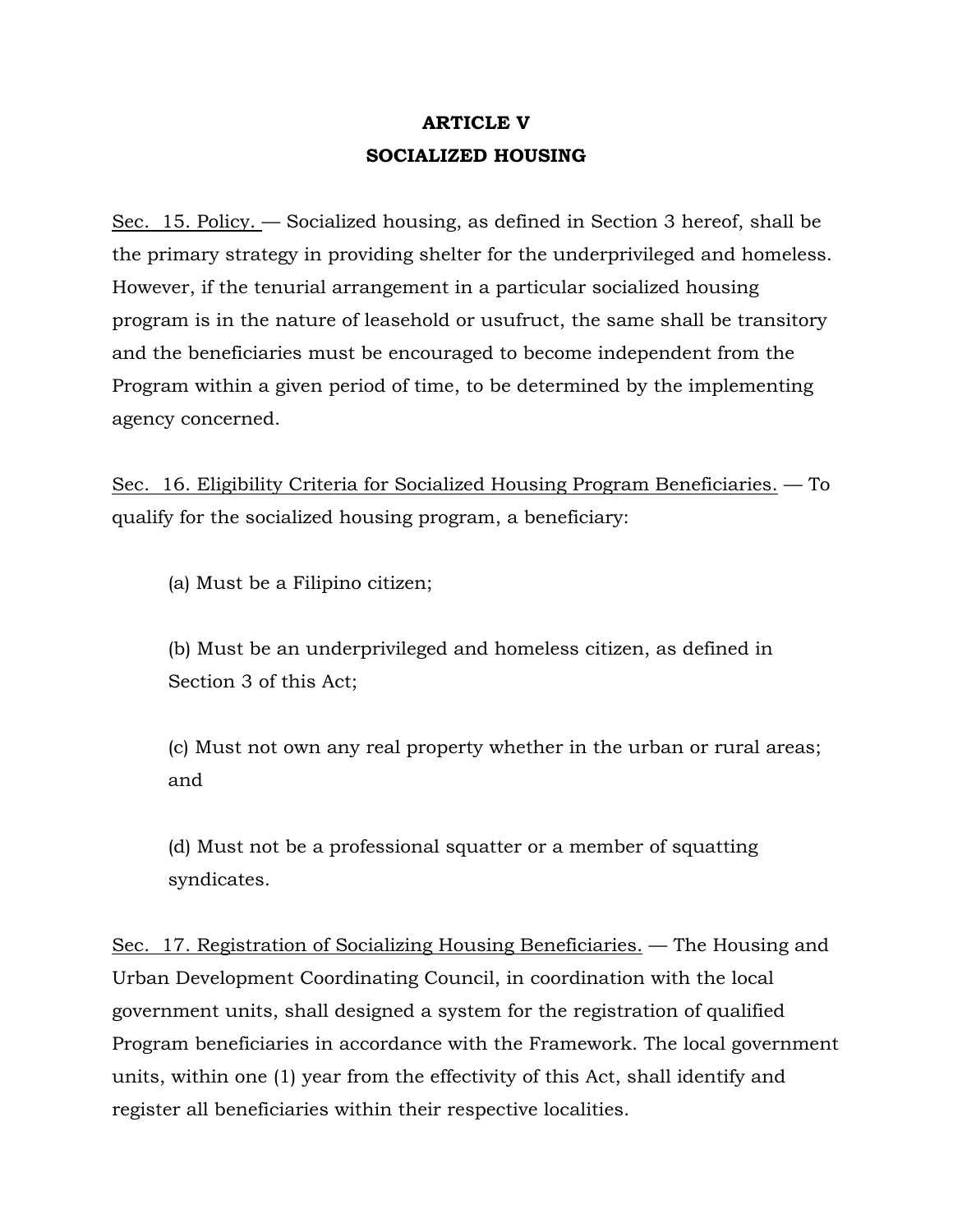## ARTICLE V
## SOCIALIZED HOUSING

Sec. 15. Policy. — Socialized housing, as defined in Section 3 hereof, shall be the primary strategy in providing shelter for the underprivileged and homeless. However, if the tenurial arrangement in a particular socialized housing program is in the nature of leasehold or usufruct, the same shall be transitory and the beneficiaries must be encouraged to become independent from the Program within a given period of time, to be determined by the implementing agency concerned.

Sec. 16. Eligibility Criteria for Socialized Housing Program Beneficiaries. — To qualify for the socialized housing program, a beneficiary:

(a) Must be a Filipino citizen;

(b) Must be an underprivileged and homeless citizen, as defined in Section 3 of this Act;

(c) Must not own any real property whether in the urban or rural areas; and

(d) Must not be a professional squatter or a member of squatting syndicates.

Sec. 17. Registration of Socializing Housing Beneficiaries. — The Housing and Urban Development Coordinating Council, in coordination with the local government units, shall designed a system for the registration of qualified Program beneficiaries in accordance with the Framework. The local government units, within one (1) year from the effectivity of this Act, shall identify and register all beneficiaries within their respective localities.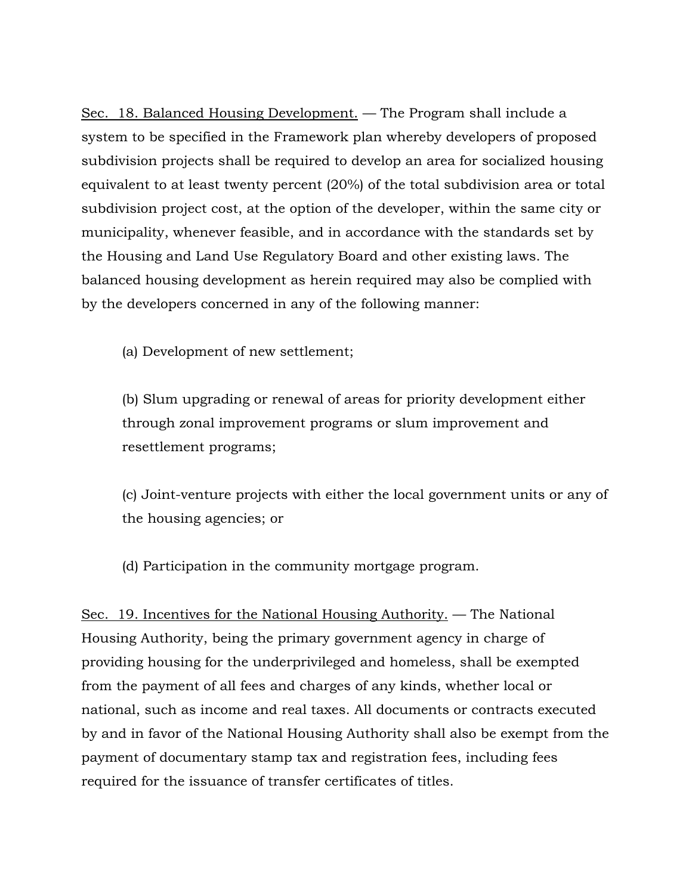<u>Sec. 18. Balanced Housing Development.</u> — The Program shall include a system to be specified in the Framework plan whereby developers of proposed subdivision projects shall be required to develop an area for socialized housing equivalent to at least twenty percent (20%) of the total subdivision area or total subdivision project cost, at the option of the developer, within the same city or municipality, whenever feasible, and in accordance with the standards set by the Housing and Land Use Regulatory Board and other existing laws. The balanced housing development as herein required may also be complied with by the developers concerned in any of the following manner:

(a) Development of new settlement;

(b) Slum upgrading or renewal of areas for priority development either through zonal improvement programs or slum improvement and resettlement programs;

(c) Joint-venture projects with either the local government units or any of the housing agencies; or

(d) Participation in the community mortgage program.

<u>Sec. 19. Incentives for the National Housing Authority.</u> — The National Housing Authority, being the primary government agency in charge of providing housing for the underprivileged and homeless, shall be exempted from the payment of all fees and charges of any kinds, whether local or national, such as income and real taxes. All documents or contracts executed by and in favor of the National Housing Authority shall also be exempt from the payment of documentary stamp tax and registration fees, including fees required for the issuance of transfer certificates of titles.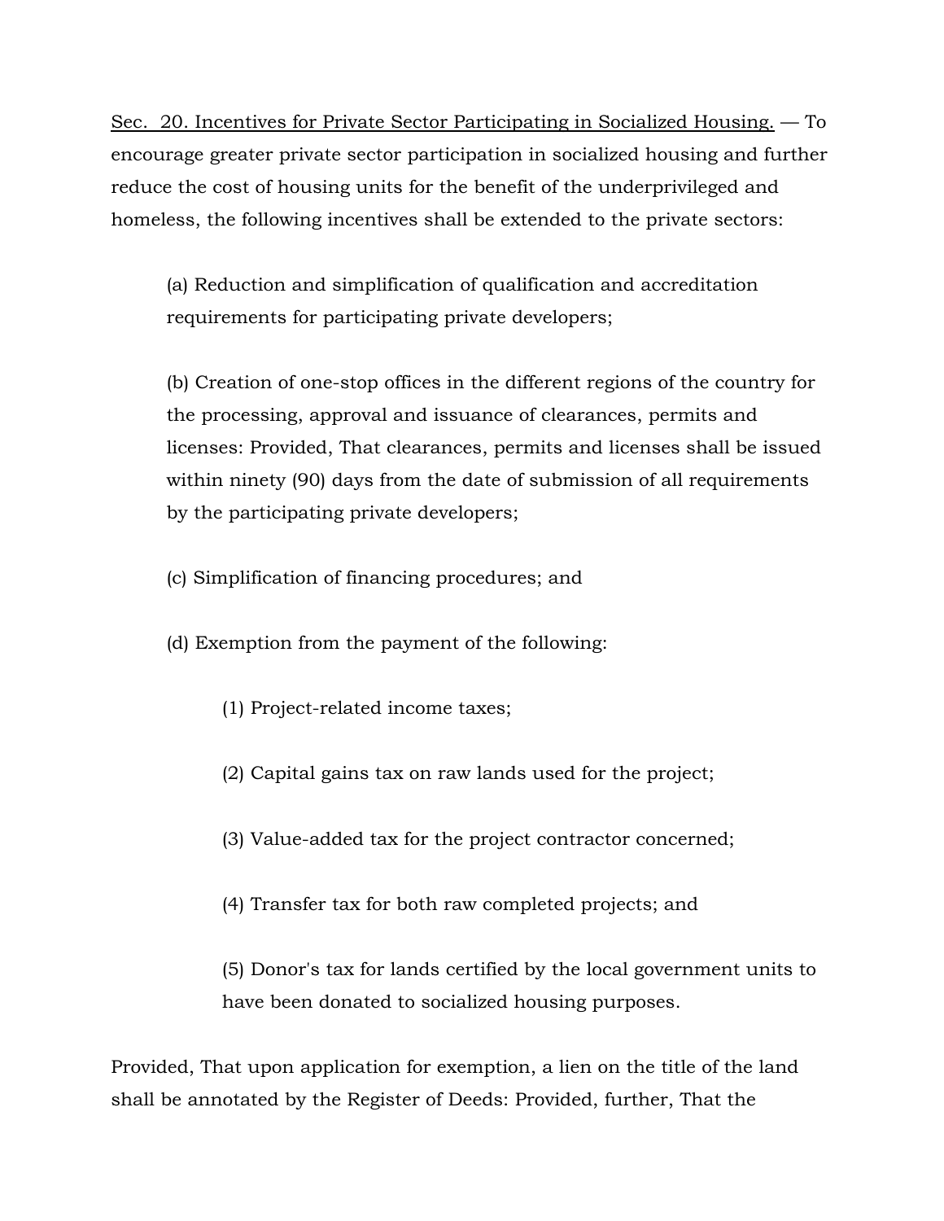<u>Sec. 20. Incentives for Private Sector Participating in Socialized Housing.</u> — To encourage greater private sector participation in socialized housing and further reduce the cost of housing units for the benefit of the underprivileged and homeless, the following incentives shall be extended to the private sectors:

(a) Reduction and simplification of qualification and accreditation requirements for participating private developers;

(b) Creation of one-stop offices in the different regions of the country for the processing, approval and issuance of clearances, permits and licenses: Provided, That clearances, permits and licenses shall be issued within ninety (90) days from the date of submission of all requirements by the participating private developers;

(c) Simplification of financing procedures; and

(d) Exemption from the payment of the following:

(1) Project-related income taxes;

(2) Capital gains tax on raw lands used for the project;

(3) Value-added tax for the project contractor concerned;

(4) Transfer tax for both raw completed projects; and

(5) Donor's tax for lands certified by the local government units to have been donated to socialized housing purposes.

Provided, That upon application for exemption, a lien on the title of the land shall be annotated by the Register of Deeds: Provided, further, That the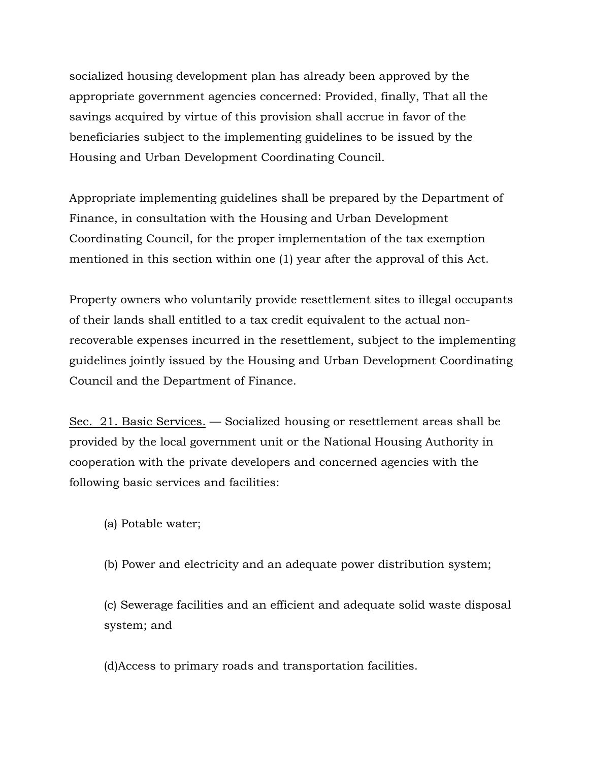socialized housing development plan has already been approved by the appropriate government agencies concerned: Provided, finally, That all the savings acquired by virtue of this provision shall accrue in favor of the beneficiaries subject to the implementing guidelines to be issued by the Housing and Urban Development Coordinating Council.

Appropriate implementing guidelines shall be prepared by the Department of Finance, in consultation with the Housing and Urban Development Coordinating Council, for the proper implementation of the tax exemption mentioned in this section within one (1) year after the approval of this Act.

Property owners who voluntarily provide resettlement sites to illegal occupants of their lands shall entitled to a tax credit equivalent to the actual non-recoverable expenses incurred in the resettlement, subject to the implementing guidelines jointly issued by the Housing and Urban Development Coordinating Council and the Department of Finance.

Sec. 21. Basic Services. — Socialized housing or resettlement areas shall be provided by the local government unit or the National Housing Authority in cooperation with the private developers and concerned agencies with the following basic services and facilities:

(a) Potable water;

(b) Power and electricity and an adequate power distribution system;

(c) Sewerage facilities and an efficient and adequate solid waste disposal system; and

(d)Access to primary roads and transportation facilities.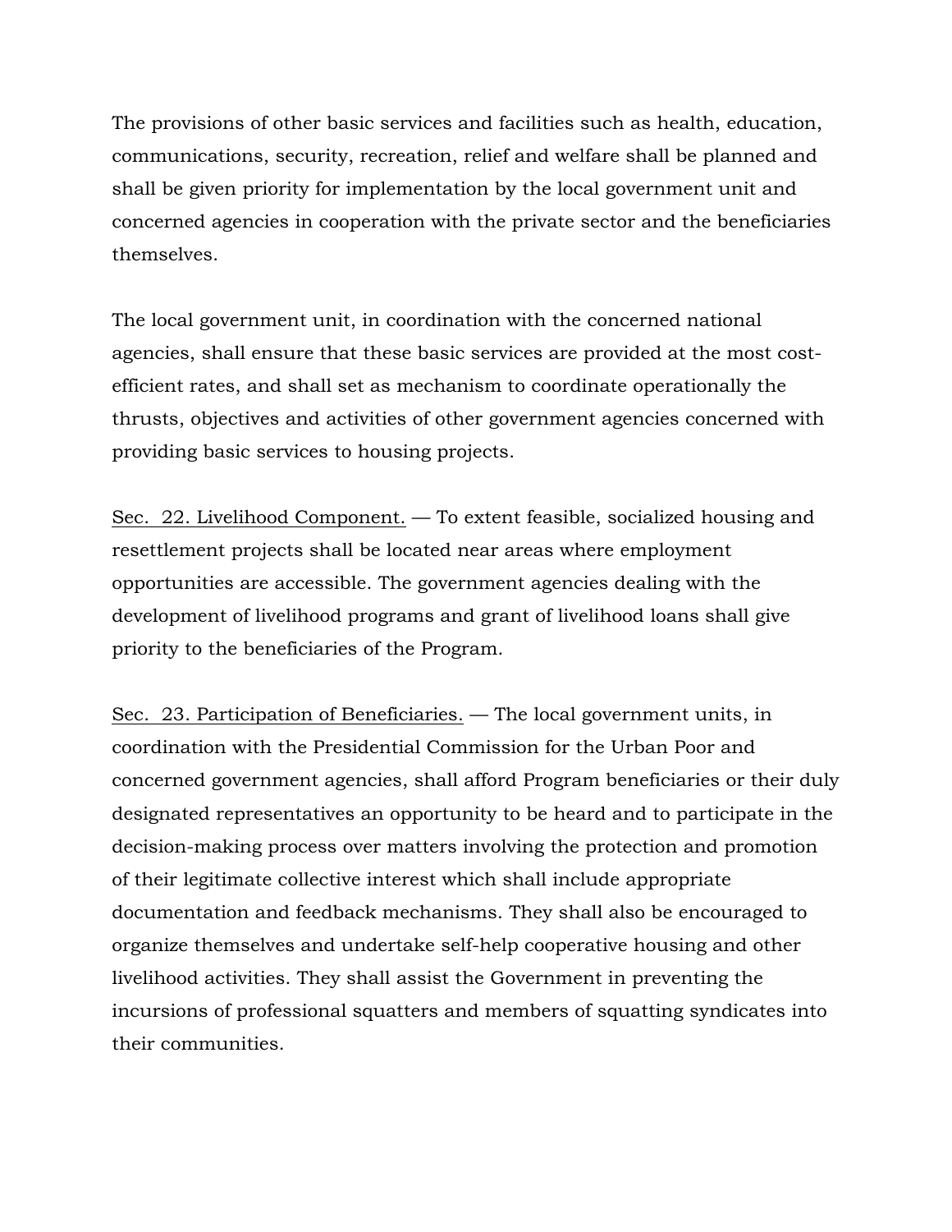The provisions of other basic services and facilities such as health, education, communications, security, recreation, relief and welfare shall be planned and shall be given priority for implementation by the local government unit and concerned agencies in cooperation with the private sector and the beneficiaries themselves.

The local government unit, in coordination with the concerned national agencies, shall ensure that these basic services are provided at the most cost-efficient rates, and shall set as mechanism to coordinate operationally the thrusts, objectives and activities of other government agencies concerned with providing basic services to housing projects.

<u>Sec. 22. Livelihood Component.</u> — To extent feasible, socialized housing and resettlement projects shall be located near areas where employment opportunities are accessible. The government agencies dealing with the development of livelihood programs and grant of livelihood loans shall give priority to the beneficiaries of the Program.

<u>Sec. 23. Participation of Beneficiaries.</u> — The local government units, in coordination with the Presidential Commission for the Urban Poor and concerned government agencies, shall afford Program beneficiaries or their duly designated representatives an opportunity to be heard and to participate in the decision-making process over matters involving the protection and promotion of their legitimate collective interest which shall include appropriate documentation and feedback mechanisms. They shall also be encouraged to organize themselves and undertake self-help cooperative housing and other livelihood activities. They shall assist the Government in preventing the incursions of professional squatters and members of squatting syndicates into their communities.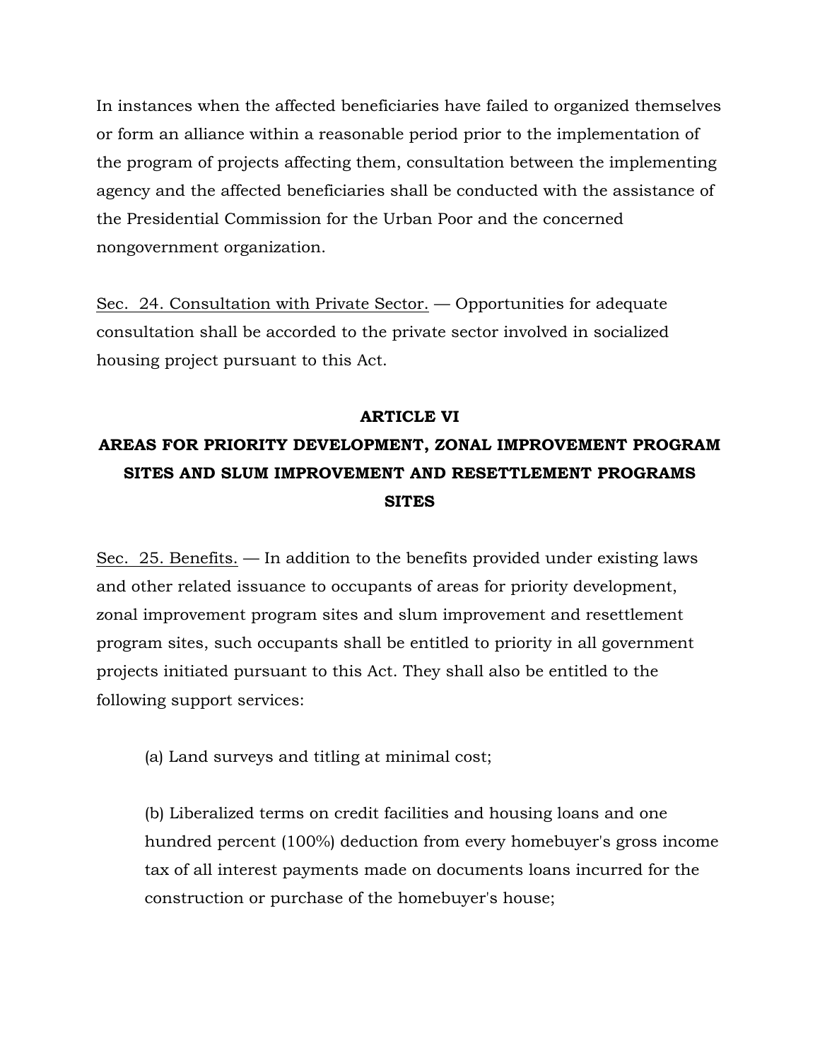In instances when the affected beneficiaries have failed to organized themselves or form an alliance within a reasonable period prior to the implementation of the program of projects affecting them, consultation between the implementing agency and the affected beneficiaries shall be conducted with the assistance of the Presidential Commission for the Urban Poor and the concerned nongovernment organization.

Sec. 24. Consultation with Private Sector. — Opportunities for adequate consultation shall be accorded to the private sector involved in socialized housing project pursuant to this Act.

**ARTICLE VI**

**AREAS FOR PRIORITY DEVELOPMENT, ZONAL IMPROVEMENT PROGRAM SITES AND SLUM IMPROVEMENT AND RESETTLEMENT PROGRAMS SITES**

Sec. 25. Benefits. — In addition to the benefits provided under existing laws and other related issuance to occupants of areas for priority development, zonal improvement program sites and slum improvement and resettlement program sites, such occupants shall be entitled to priority in all government projects initiated pursuant to this Act. They shall also be entitled to the following support services:

(a) Land surveys and titling at minimal cost;

(b) Liberalized terms on credit facilities and housing loans and one hundred percent (100%) deduction from every homebuyer's gross income tax of all interest payments made on documents loans incurred for the construction or purchase of the homebuyer's house;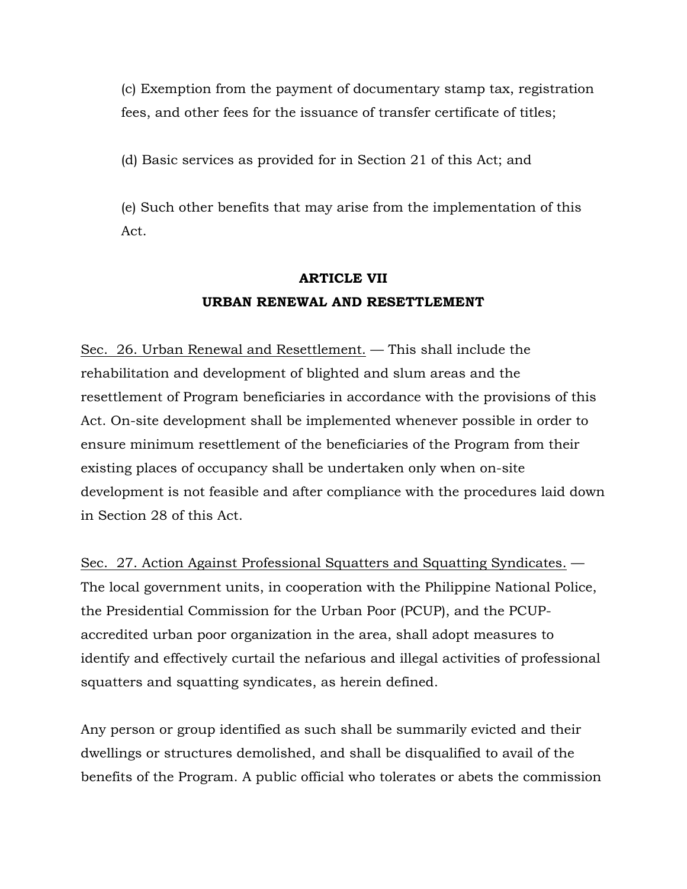(c) Exemption from the payment of documentary stamp tax, registration fees, and other fees for the issuance of transfer certificate of titles;

(d) Basic services as provided for in Section 21 of this Act; and

(e) Such other benefits that may arise from the implementation of this Act.

## ARTICLE VII
## URBAN RENEWAL AND RESETTLEMENT

Sec. 26. Urban Renewal and Resettlement. — This shall include the rehabilitation and development of blighted and slum areas and the resettlement of Program beneficiaries in accordance with the provisions of this Act. On-site development shall be implemented whenever possible in order to ensure minimum resettlement of the beneficiaries of the Program from their existing places of occupancy shall be undertaken only when on-site development is not feasible and after compliance with the procedures laid down in Section 28 of this Act.

Sec. 27. Action Against Professional Squatters and Squatting Syndicates. — The local government units, in cooperation with the Philippine National Police, the Presidential Commission for the Urban Poor (PCUP), and the PCUP-accredited urban poor organization in the area, shall adopt measures to identify and effectively curtail the nefarious and illegal activities of professional squatters and squatting syndicates, as herein defined.

Any person or group identified as such shall be summarily evicted and their dwellings or structures demolished, and shall be disqualified to avail of the benefits of the Program. A public official who tolerates or abets the commission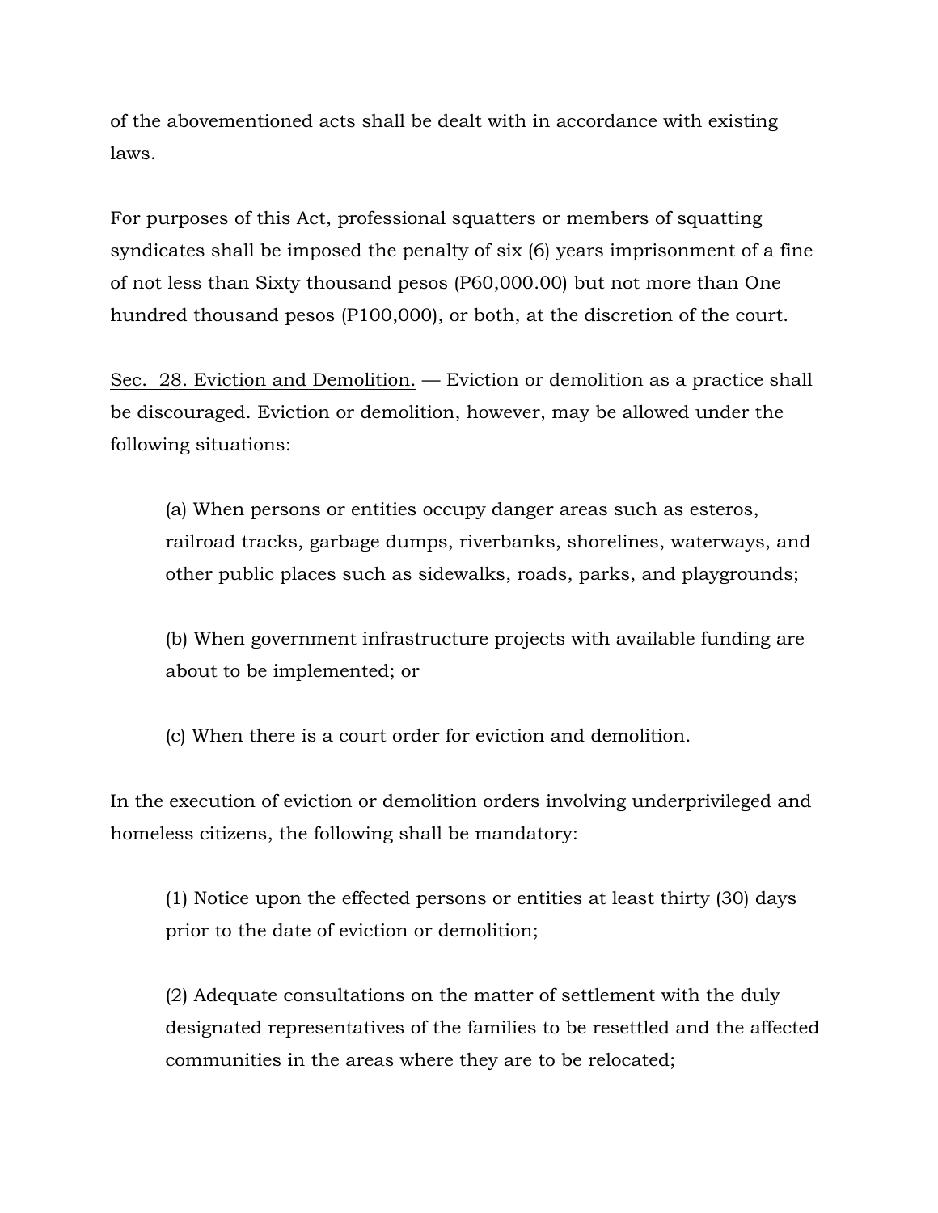of the abovementioned acts shall be dealt with in accordance with existing laws.

For purposes of this Act, professional squatters or members of squatting syndicates shall be imposed the penalty of six (6) years imprisonment of a fine of not less than Sixty thousand pesos (P60,000.00) but not more than One hundred thousand pesos (P100,000), or both, at the discretion of the court.

<u>Sec. 28. Eviction and Demolition.</u> — Eviction or demolition as a practice shall be discouraged. Eviction or demolition, however, may be allowed under the following situations:

> (a) When persons or entities occupy danger areas such as esteros, railroad tracks, garbage dumps, riverbanks, shorelines, waterways, and other public places such as sidewalks, roads, parks, and playgrounds;
>
> (b) When government infrastructure projects with available funding are about to be implemented; or
>
> (c) When there is a court order for eviction and demolition.

In the execution of eviction or demolition orders involving underprivileged and homeless citizens, the following shall be mandatory:

> (1) Notice upon the effected persons or entities at least thirty (30) days prior to the date of eviction or demolition;
>
> (2) Adequate consultations on the matter of settlement with the duly designated representatives of the families to be resettled and the affected communities in the areas where they are to be relocated;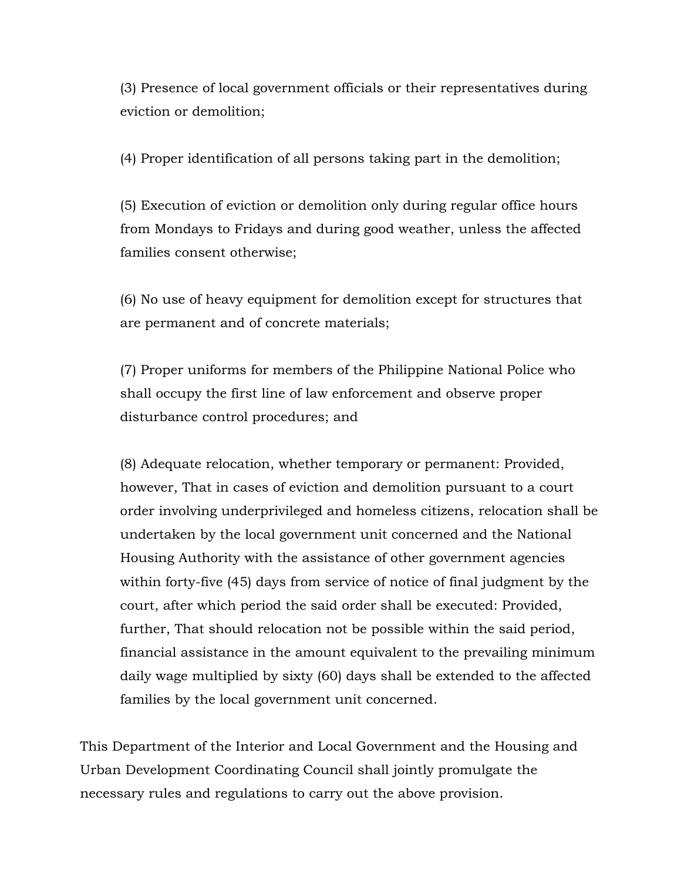(3) Presence of local government officials or their representatives during eviction or demolition;

(4) Proper identification of all persons taking part in the demolition;

(5) Execution of eviction or demolition only during regular office hours from Mondays to Fridays and during good weather, unless the affected families consent otherwise;

(6) No use of heavy equipment for demolition except for structures that are permanent and of concrete materials;

(7) Proper uniforms for members of the Philippine National Police who shall occupy the first line of law enforcement and observe proper disturbance control procedures; and

(8) Adequate relocation, whether temporary or permanent: Provided, however, That in cases of eviction and demolition pursuant to a court order involving underprivileged and homeless citizens, relocation shall be undertaken by the local government unit concerned and the National Housing Authority with the assistance of other government agencies within forty-five (45) days from service of notice of final judgment by the court, after which period the said order shall be executed: Provided, further, That should relocation not be possible within the said period, financial assistance in the amount equivalent to the prevailing minimum daily wage multiplied by sixty (60) days shall be extended to the affected families by the local government unit concerned.

This Department of the Interior and Local Government and the Housing and Urban Development Coordinating Council shall jointly promulgate the necessary rules and regulations to carry out the above provision.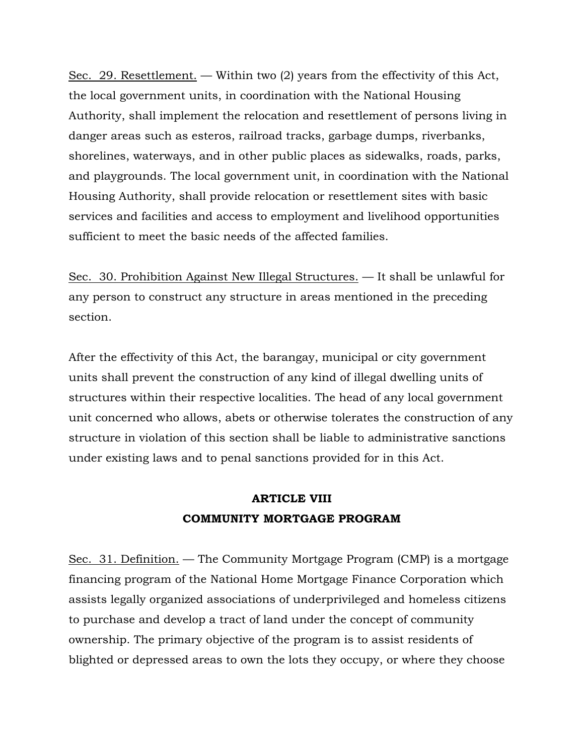Sec. 29. Resettlement. — Within two (2) years from the effectivity of this Act, the local government units, in coordination with the National Housing Authority, shall implement the relocation and resettlement of persons living in danger areas such as esteros, railroad tracks, garbage dumps, riverbanks, shorelines, waterways, and in other public places as sidewalks, roads, parks, and playgrounds. The local government unit, in coordination with the National Housing Authority, shall provide relocation or resettlement sites with basic services and facilities and access to employment and livelihood opportunities sufficient to meet the basic needs of the affected families.

Sec. 30. Prohibition Against New Illegal Structures. — It shall be unlawful for any person to construct any structure in areas mentioned in the preceding section.

After the effectivity of this Act, the barangay, municipal or city government units shall prevent the construction of any kind of illegal dwelling units of structures within their respective localities. The head of any local government unit concerned who allows, abets or otherwise tolerates the construction of any structure in violation of this section shall be liable to administrative sanctions under existing laws and to penal sanctions provided for in this Act.

## ARTICLE VIII
## COMMUNITY MORTGAGE PROGRAM

Sec. 31. Definition. — The Community Mortgage Program (CMP) is a mortgage financing program of the National Home Mortgage Finance Corporation which assists legally organized associations of underprivileged and homeless citizens to purchase and develop a tract of land under the concept of community ownership. The primary objective of the program is to assist residents of blighted or depressed areas to own the lots they occupy, or where they choose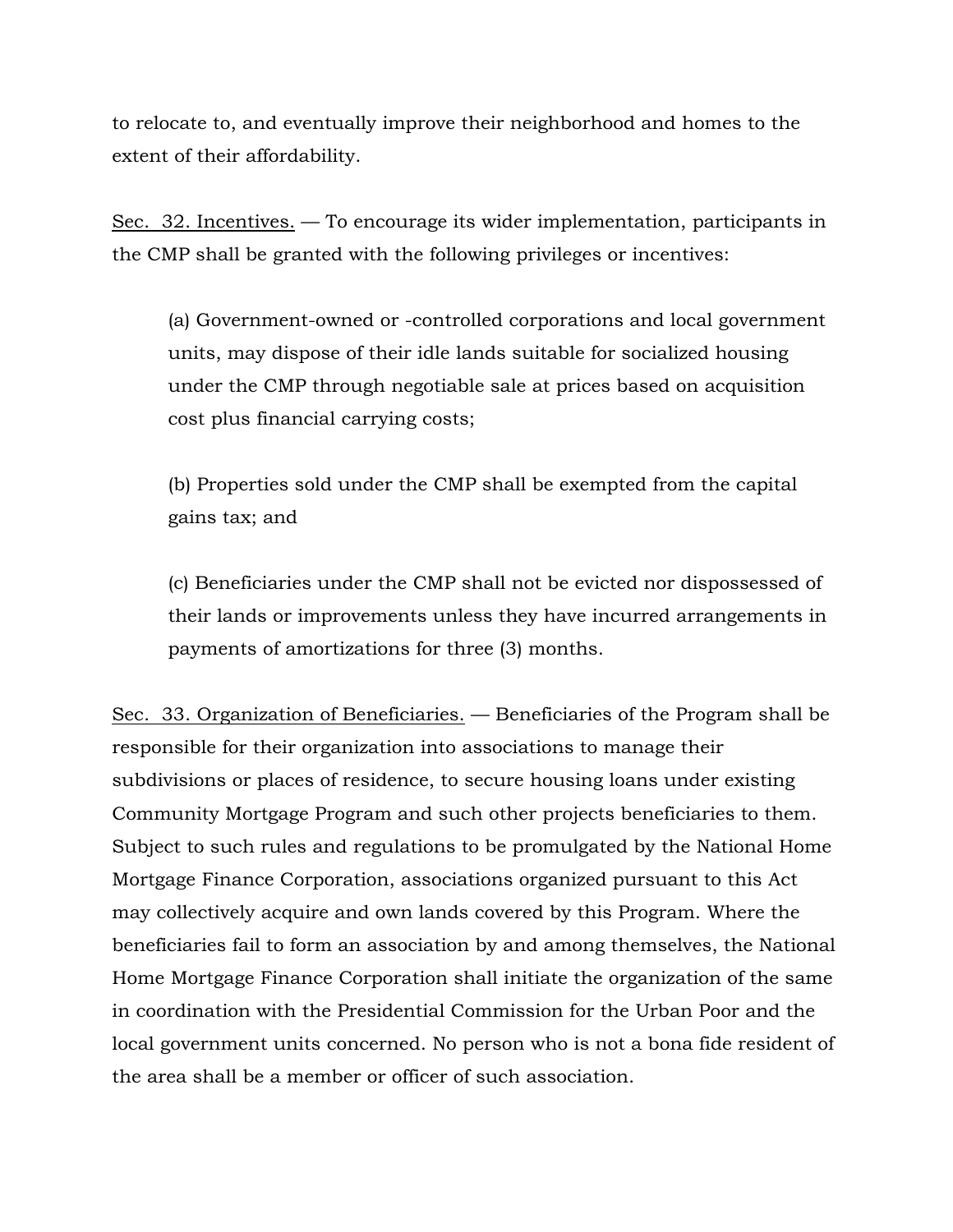to relocate to, and eventually improve their neighborhood and homes to the extent of their affordability.

Sec. 32. Incentives. — To encourage its wider implementation, participants in the CMP shall be granted with the following privileges or incentives:

(a) Government-owned or -controlled corporations and local government units, may dispose of their idle lands suitable for socialized housing under the CMP through negotiable sale at prices based on acquisition cost plus financial carrying costs;

(b) Properties sold under the CMP shall be exempted from the capital gains tax; and

(c) Beneficiaries under the CMP shall not be evicted nor dispossessed of their lands or improvements unless they have incurred arrangements in payments of amortizations for three (3) months.

Sec. 33. Organization of Beneficiaries. — Beneficiaries of the Program shall be responsible for their organization into associations to manage their subdivisions or places of residence, to secure housing loans under existing Community Mortgage Program and such other projects beneficiaries to them. Subject to such rules and regulations to be promulgated by the National Home Mortgage Finance Corporation, associations organized pursuant to this Act may collectively acquire and own lands covered by this Program. Where the beneficiaries fail to form an association by and among themselves, the National Home Mortgage Finance Corporation shall initiate the organization of the same in coordination with the Presidential Commission for the Urban Poor and the local government units concerned. No person who is not a bona fide resident of the area shall be a member or officer of such association.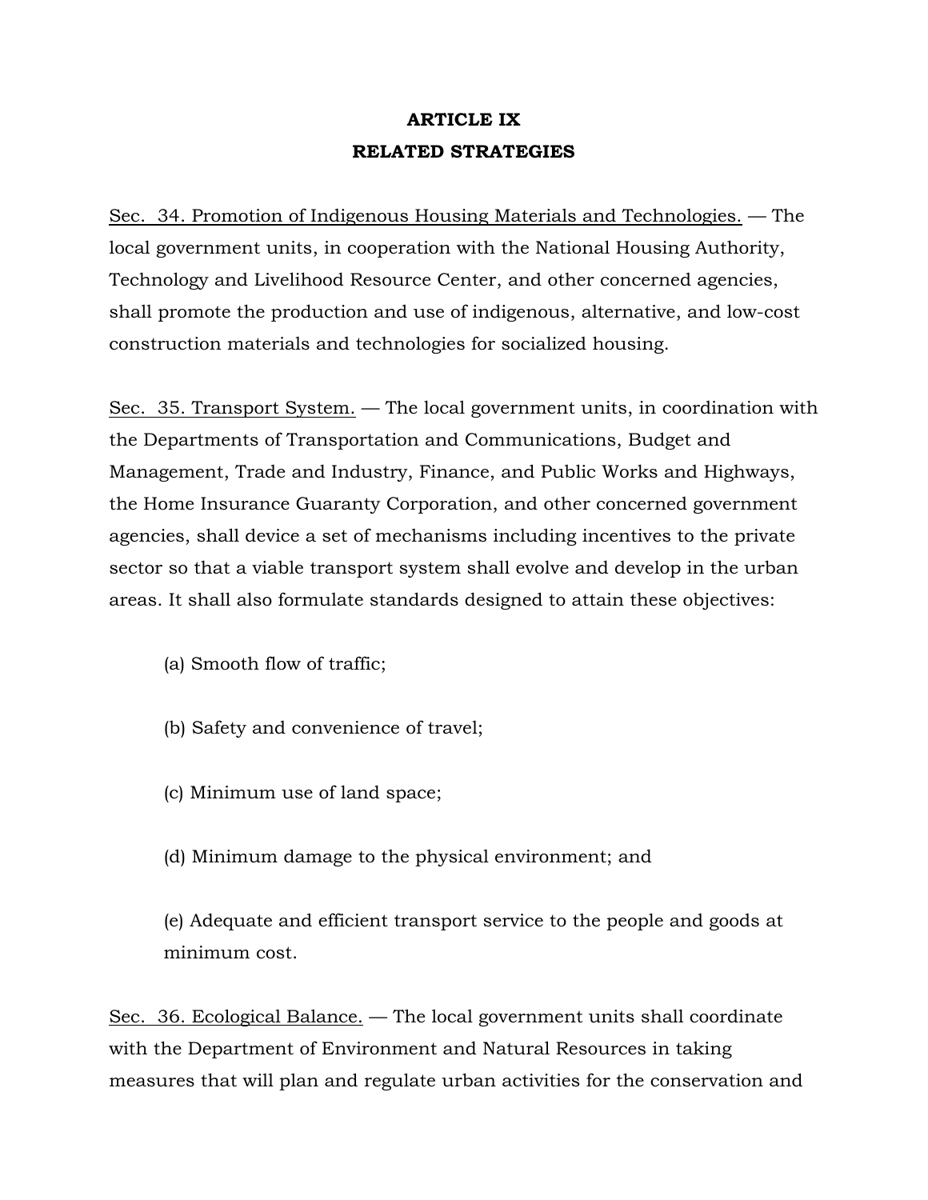## ARTICLE IX
## RELATED STRATEGIES

Sec. 34. Promotion of Indigenous Housing Materials and Technologies. — The local government units, in cooperation with the National Housing Authority, Technology and Livelihood Resource Center, and other concerned agencies, shall promote the production and use of indigenous, alternative, and low-cost construction materials and technologies for socialized housing.

Sec. 35. Transport System. — The local government units, in coordination with the Departments of Transportation and Communications, Budget and Management, Trade and Industry, Finance, and Public Works and Highways, the Home Insurance Guaranty Corporation, and other concerned government agencies, shall device a set of mechanisms including incentives to the private sector so that a viable transport system shall evolve and develop in the urban areas. It shall also formulate standards designed to attain these objectives:

(a) Smooth flow of traffic;

(b) Safety and convenience of travel;

(c) Minimum use of land space;

(d) Minimum damage to the physical environment; and

(e) Adequate and efficient transport service to the people and goods at minimum cost.

Sec. 36. Ecological Balance. — The local government units shall coordinate with the Department of Environment and Natural Resources in taking measures that will plan and regulate urban activities for the conservation and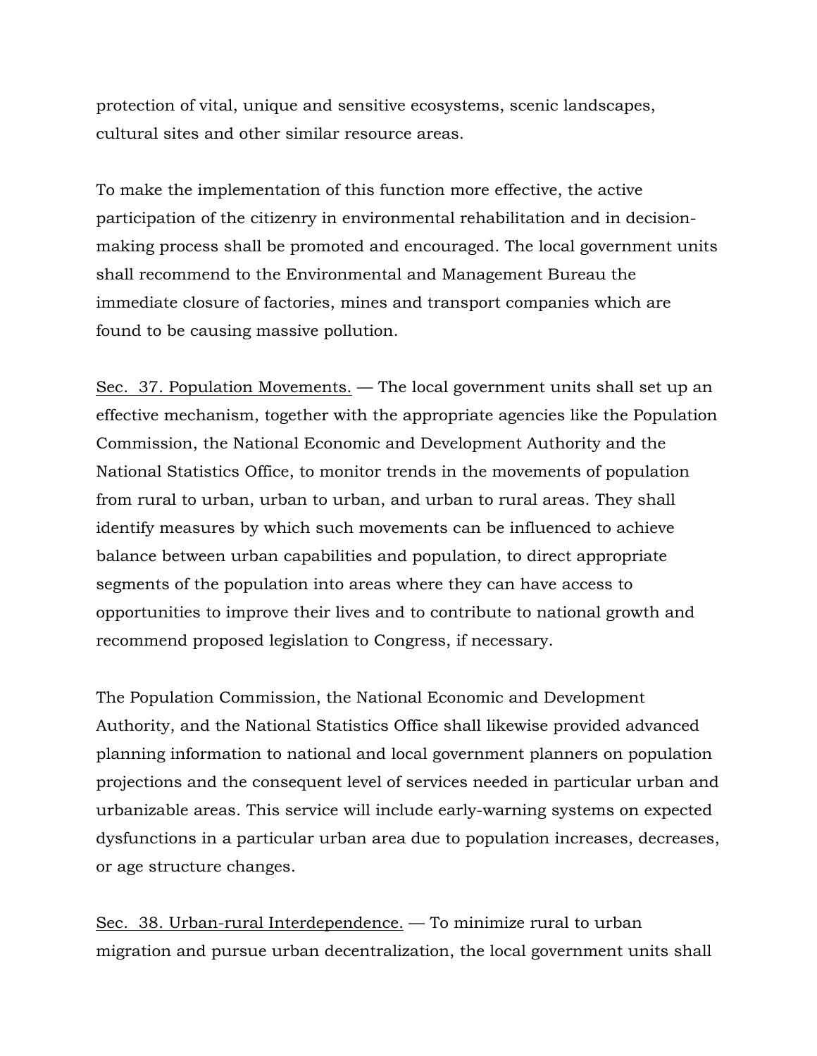protection of vital, unique and sensitive ecosystems, scenic landscapes, cultural sites and other similar resource areas.

To make the implementation of this function more effective, the active participation of the citizenry in environmental rehabilitation and in decision-making process shall be promoted and encouraged. The local government units shall recommend to the Environmental and Management Bureau the immediate closure of factories, mines and transport companies which are found to be causing massive pollution.

Sec. 37. Population Movements. — The local government units shall set up an effective mechanism, together with the appropriate agencies like the Population Commission, the National Economic and Development Authority and the National Statistics Office, to monitor trends in the movements of population from rural to urban, urban to urban, and urban to rural areas. They shall identify measures by which such movements can be influenced to achieve balance between urban capabilities and population, to direct appropriate segments of the population into areas where they can have access to opportunities to improve their lives and to contribute to national growth and recommend proposed legislation to Congress, if necessary.

The Population Commission, the National Economic and Development Authority, and the National Statistics Office shall likewise provided advanced planning information to national and local government planners on population projections and the consequent level of services needed in particular urban and urbanizable areas. This service will include early-warning systems on expected dysfunctions in a particular urban area due to population increases, decreases, or age structure changes.

Sec. 38. Urban-rural Interdependence. — To minimize rural to urban migration and pursue urban decentralization, the local government units shall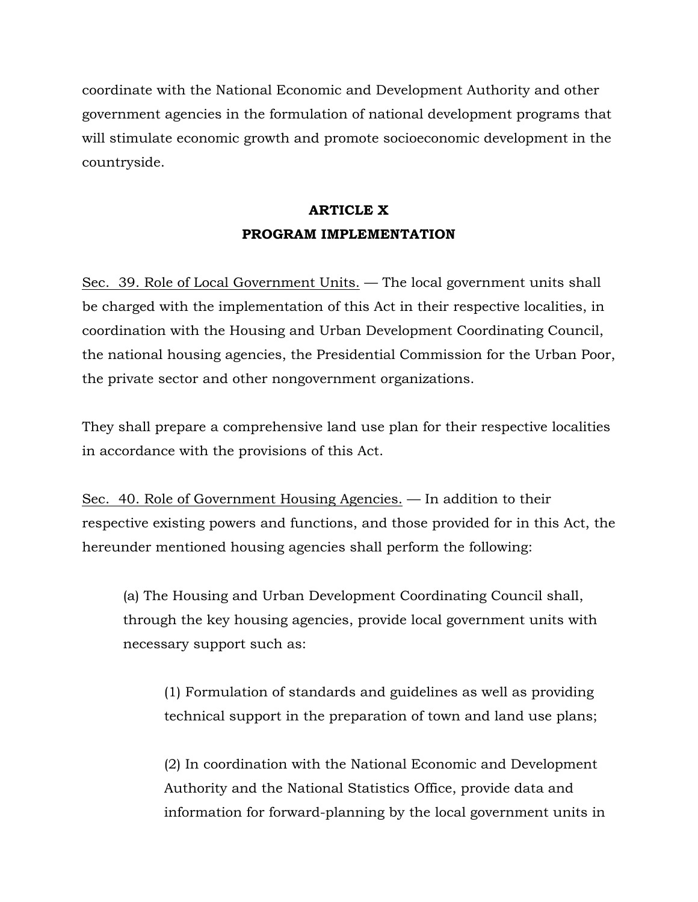coordinate with the National Economic and Development Authority and other government agencies in the formulation of national development programs that will stimulate economic growth and promote socioeconomic development in the countryside.

## ARTICLE X
## PROGRAM IMPLEMENTATION

Sec. 39. Role of Local Government Units. — The local government units shall be charged with the implementation of this Act in their respective localities, in coordination with the Housing and Urban Development Coordinating Council, the national housing agencies, the Presidential Commission for the Urban Poor, the private sector and other nongovernment organizations.

They shall prepare a comprehensive land use plan for their respective localities in accordance with the provisions of this Act.

Sec. 40. Role of Government Housing Agencies. — In addition to their respective existing powers and functions, and those provided for in this Act, the hereunder mentioned housing agencies shall perform the following:

(a) The Housing and Urban Development Coordinating Council shall, through the key housing agencies, provide local government units with necessary support such as:

(1) Formulation of standards and guidelines as well as providing technical support in the preparation of town and land use plans;

(2) In coordination with the National Economic and Development Authority and the National Statistics Office, provide data and information for forward-planning by the local government units in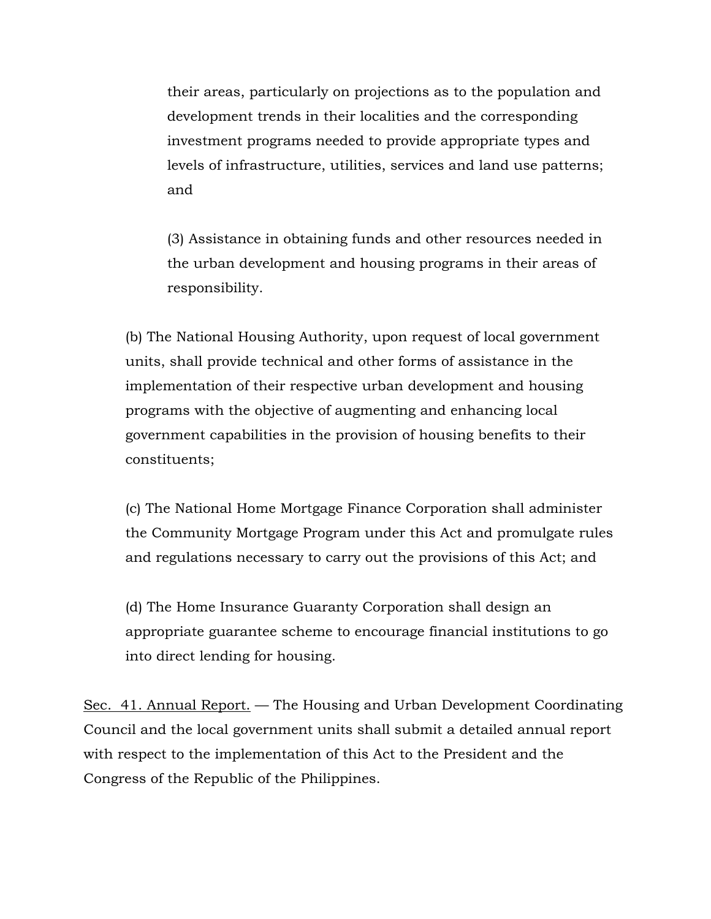their areas, particularly on projections as to the population and development trends in their localities and the corresponding investment programs needed to provide appropriate types and levels of infrastructure, utilities, services and land use patterns; and

(3) Assistance in obtaining funds and other resources needed in the urban development and housing programs in their areas of responsibility.

(b) The National Housing Authority, upon request of local government units, shall provide technical and other forms of assistance in the implementation of their respective urban development and housing programs with the objective of augmenting and enhancing local government capabilities in the provision of housing benefits to their constituents;

(c) The National Home Mortgage Finance Corporation shall administer the Community Mortgage Program under this Act and promulgate rules and regulations necessary to carry out the provisions of this Act; and

(d) The Home Insurance Guaranty Corporation shall design an appropriate guarantee scheme to encourage financial institutions to go into direct lending for housing.

<u>Sec. 41. Annual Report.</u> — The Housing and Urban Development Coordinating Council and the local government units shall submit a detailed annual report with respect to the implementation of this Act to the President and the Congress of the Republic of the Philippines.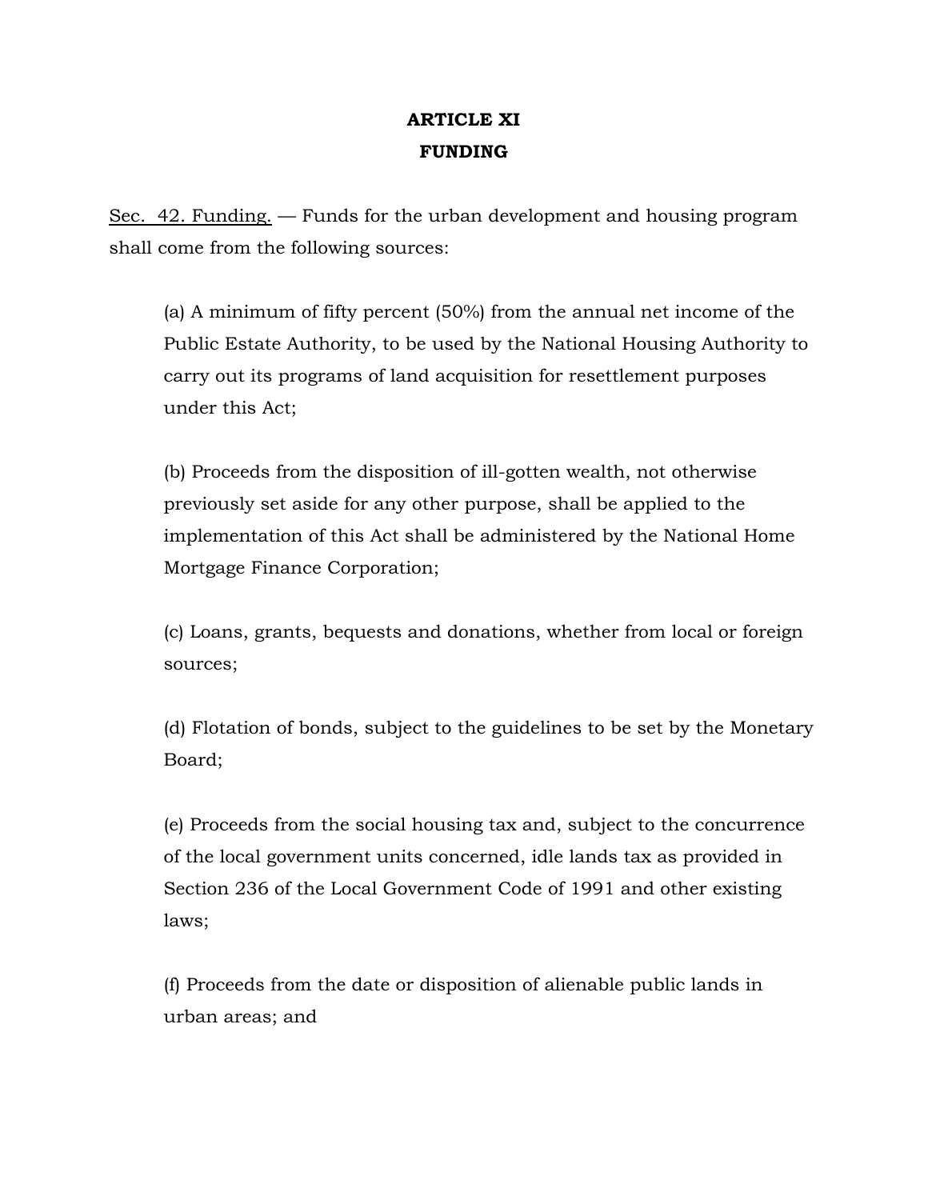# ARTICLE XI
# FUNDING

Sec. 42. Funding. — Funds for the urban development and housing program shall come from the following sources:

(a) A minimum of fifty percent (50%) from the annual net income of the Public Estate Authority, to be used by the National Housing Authority to carry out its programs of land acquisition for resettlement purposes under this Act;

(b) Proceeds from the disposition of ill-gotten wealth, not otherwise previously set aside for any other purpose, shall be applied to the implementation of this Act shall be administered by the National Home Mortgage Finance Corporation;

(c) Loans, grants, bequests and donations, whether from local or foreign sources;

(d) Flotation of bonds, subject to the guidelines to be set by the Monetary Board;

(e) Proceeds from the social housing tax and, subject to the concurrence of the local government units concerned, idle lands tax as provided in Section 236 of the Local Government Code of 1991 and other existing laws;

(f) Proceeds from the date or disposition of alienable public lands in urban areas; and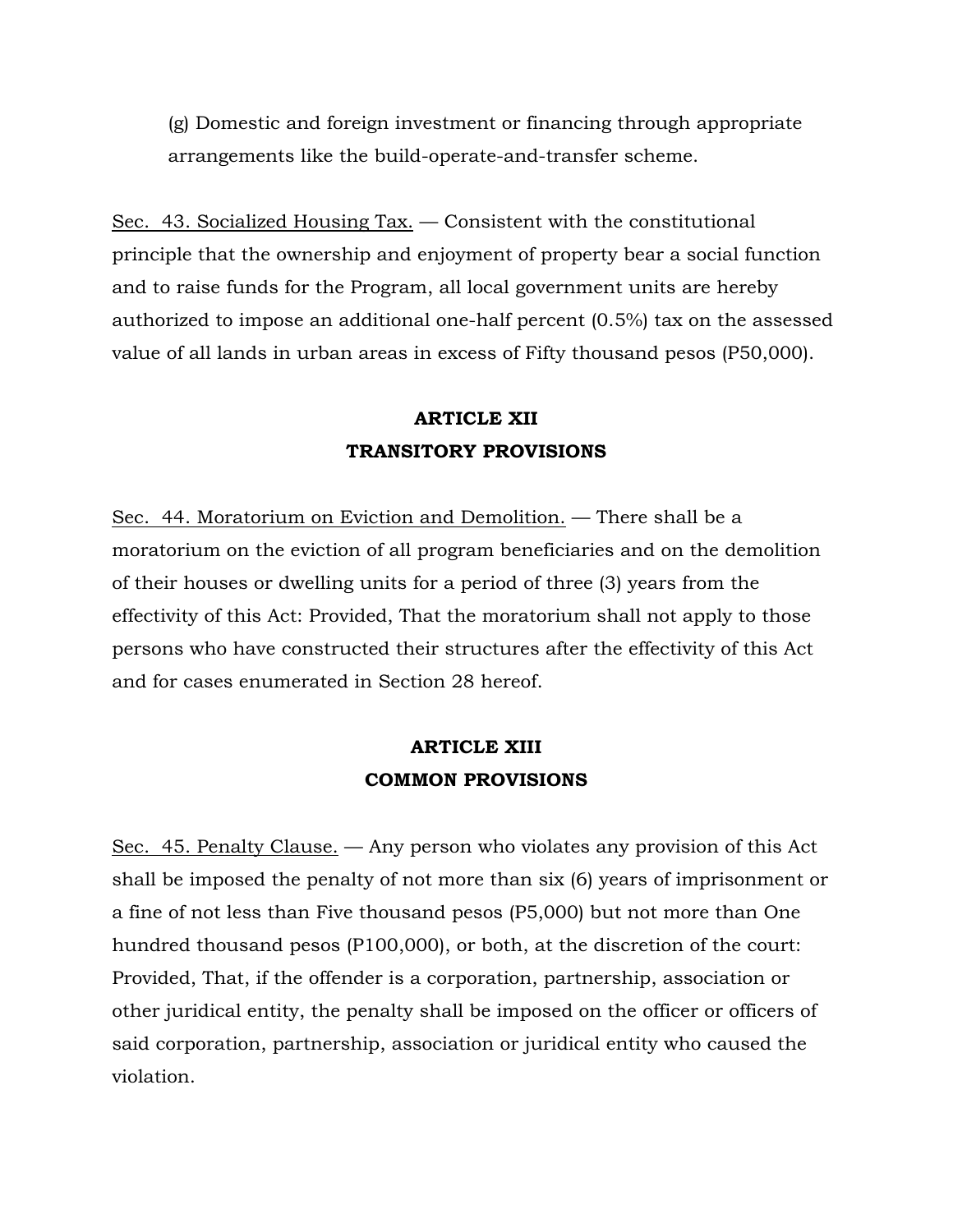(g) Domestic and foreign investment or financing through appropriate arrangements like the build-operate-and-transfer scheme.

Sec. 43. Socialized Housing Tax. — Consistent with the constitutional principle that the ownership and enjoyment of property bear a social function and to raise funds for the Program, all local government units are hereby authorized to impose an additional one-half percent (0.5%) tax on the assessed value of all lands in urban areas in excess of Fifty thousand pesos (P50,000).

## ARTICLE XII
## TRANSITORY PROVISIONS

Sec. 44. Moratorium on Eviction and Demolition. — There shall be a moratorium on the eviction of all program beneficiaries and on the demolition of their houses or dwelling units for a period of three (3) years from the effectivity of this Act: Provided, That the moratorium shall not apply to those persons who have constructed their structures after the effectivity of this Act and for cases enumerated in Section 28 hereof.

## ARTICLE XIII
## COMMON PROVISIONS

Sec. 45. Penalty Clause. — Any person who violates any provision of this Act shall be imposed the penalty of not more than six (6) years of imprisonment or a fine of not less than Five thousand pesos (P5,000) but not more than One hundred thousand pesos (P100,000), or both, at the discretion of the court: Provided, That, if the offender is a corporation, partnership, association or other juridical entity, the penalty shall be imposed on the officer or officers of said corporation, partnership, association or juridical entity who caused the violation.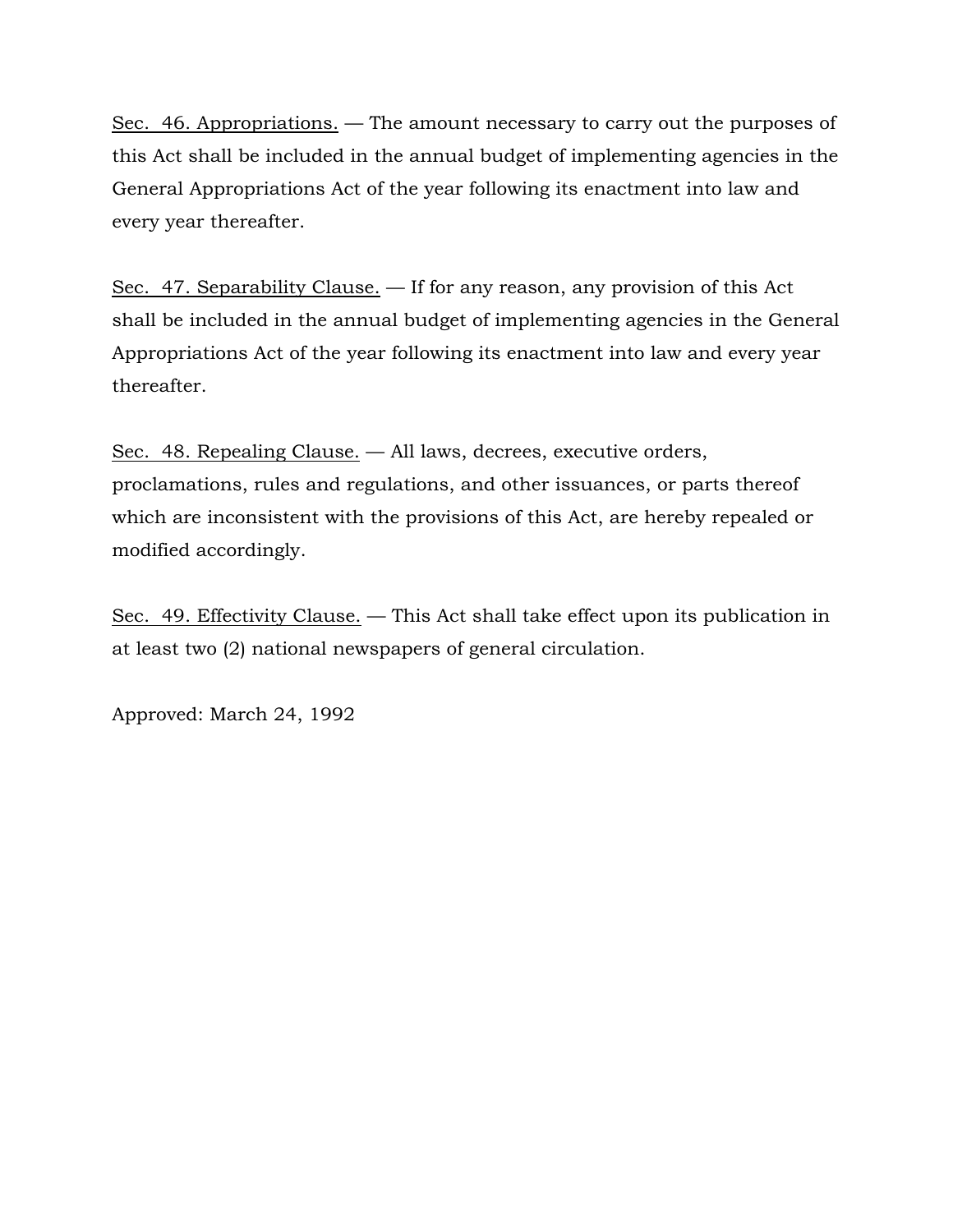Sec. 46. Appropriations. — The amount necessary to carry out the purposes of this Act shall be included in the annual budget of implementing agencies in the General Appropriations Act of the year following its enactment into law and every year thereafter.

Sec. 47. Separability Clause. — If for any reason, any provision of this Act shall be included in the annual budget of implementing agencies in the General Appropriations Act of the year following its enactment into law and every year thereafter.

Sec. 48. Repealing Clause. — All laws, decrees, executive orders, proclamations, rules and regulations, and other issuances, or parts thereof which are inconsistent with the provisions of this Act, are hereby repealed or modified accordingly.

Sec. 49. Effectivity Clause. — This Act shall take effect upon its publication in at least two (2) national newspapers of general circulation.

Approved: March 24, 1992